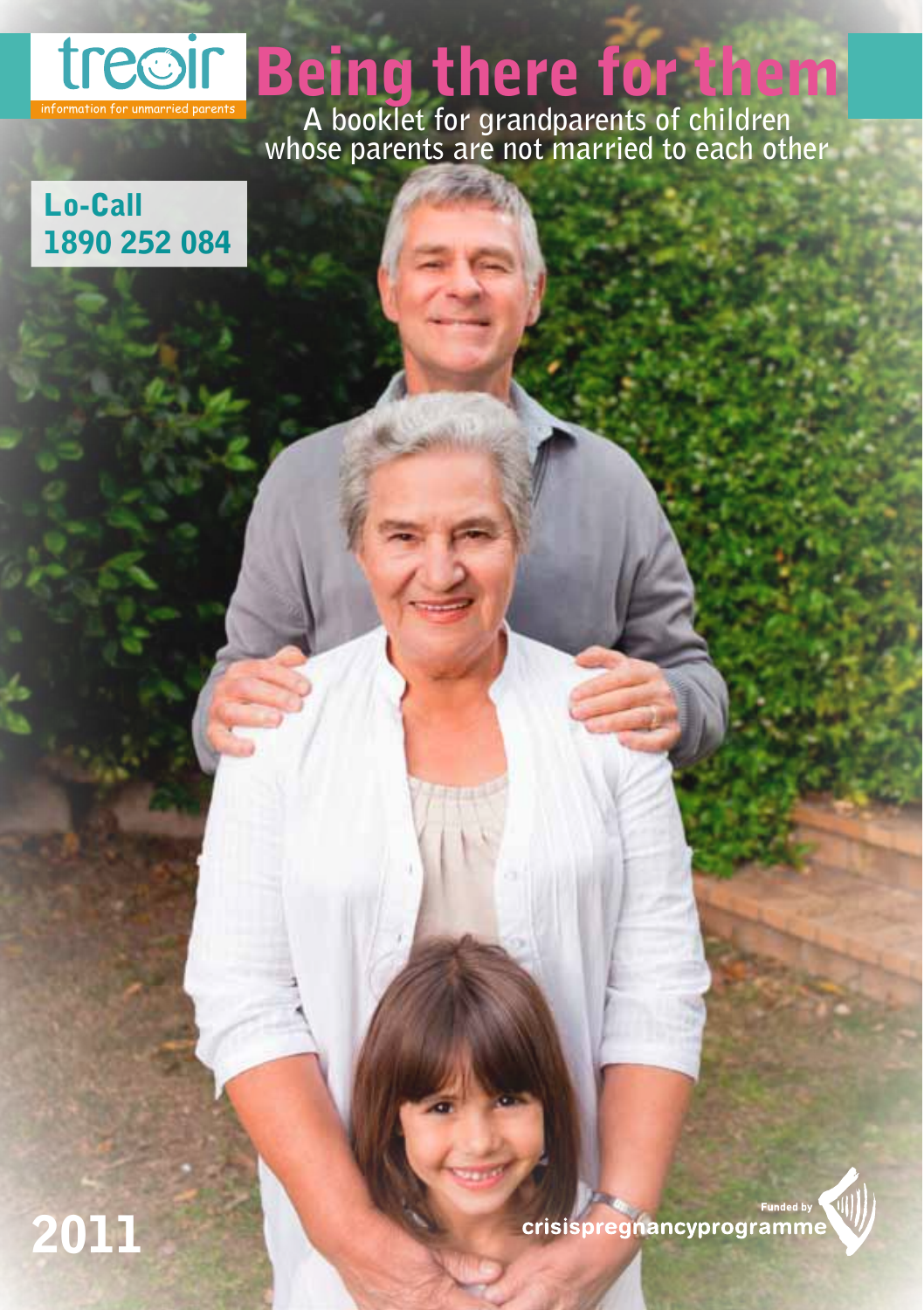treoir

information for unmarried parents

# Being there for them

A booklet for grandparents of children whose parents are not married to each other

**Lo-Call 1890 252 084**

**2011**

Funded by crisispregnancyprogramme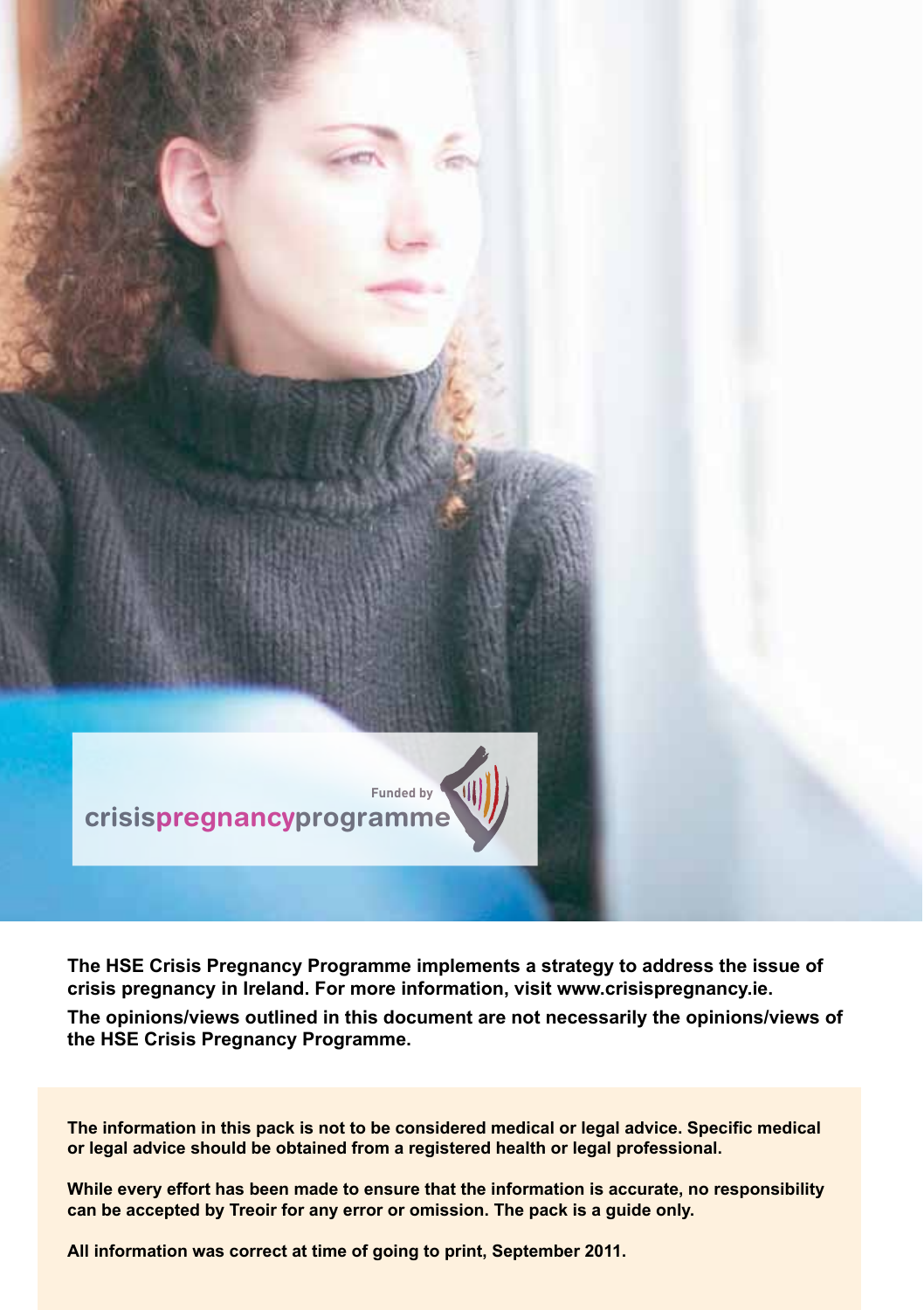Funded by

crisis**pregnancy**programme

**The HSE Crisis Pregnancy Programme implements a strategy to address the issue of crisis pregnancy in Ireland. For more information, visit www.crisispregnancy.ie.**

**The opinions/views outlined in this document are not necessarily the opinions/views of the HSE Crisis Pregnancy Programme.**

**The information in this pack is not to be considered medical or legal advice. Specific medical or legal advice should be obtained from a registered health or legal professional.**

**While every effort has been made to ensure that the information is accurate, no responsibility can be accepted by Treoir for any error or omission. The pack is a guide only.**

**All information was correct at time of going to print, September 2011.**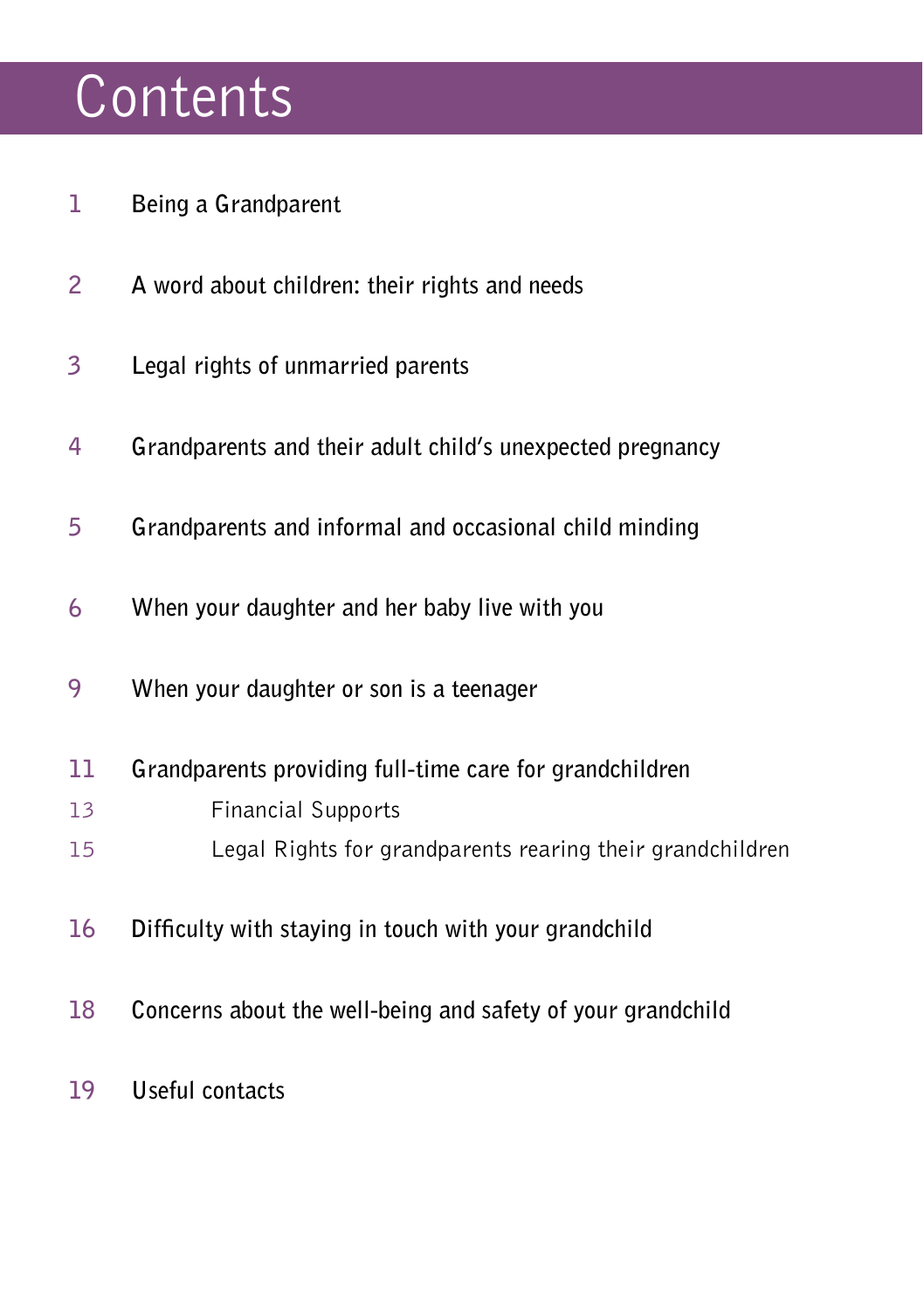# Contents

| | |
|---|---|
| 1 | Being a Grandparent |
| 2 | A word about children: their rights and needs |
| 3 | Legal rights of unmarried parents |
| 4 | Grandparents and their adult child's unexpected pregnancy |
| 5 | Grandparents and informal and occasional child minding |
| 6 | When your daughter and her baby live with you |
| 9 | When your daughter or son is a teenager |
| 11 | Grandparents providing full-time care for grandchildren |
| 13 | Financial Supports |
| 15 | Legal Rights for grandparents rearing their grandchildren |
| 16 | Difficulty with staying in touch with your grandchild |
| 18 | Concerns about the well-being and safety of your grandchild |
| 19 | Useful contacts |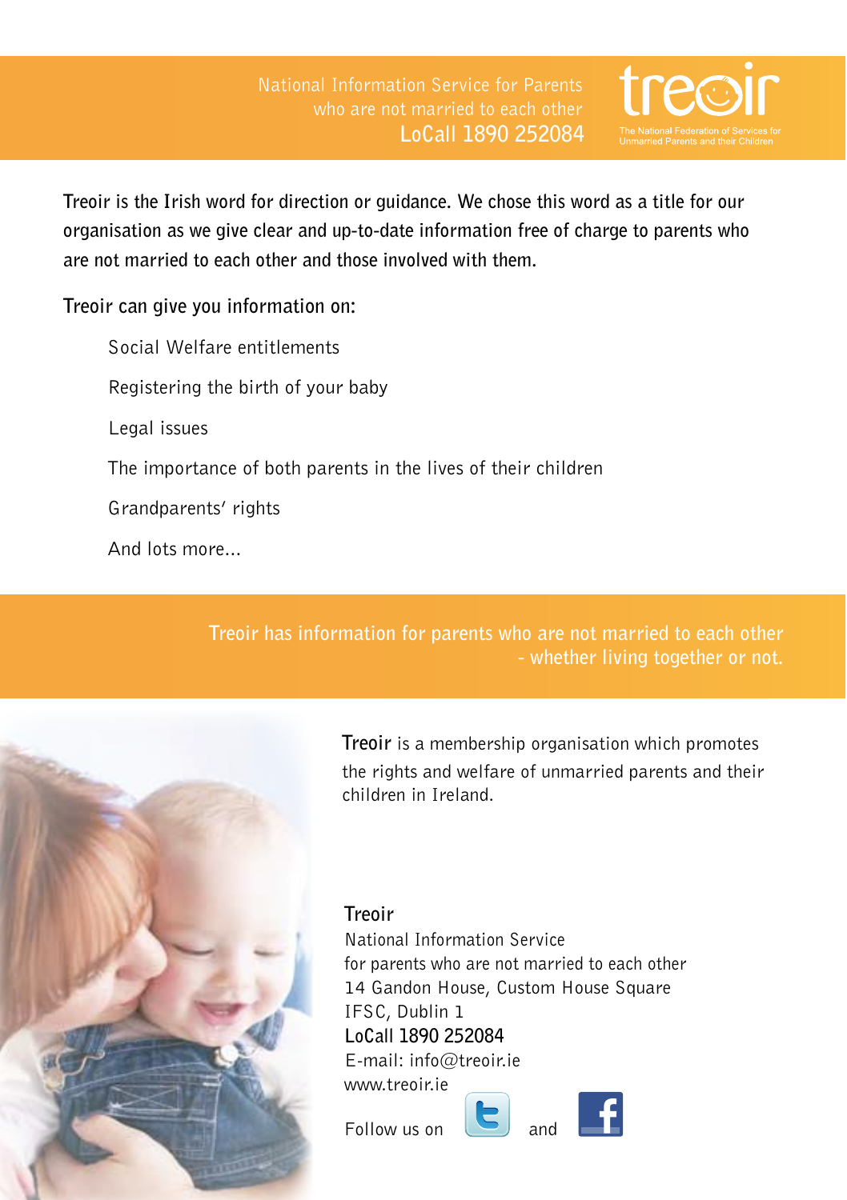National Information Service for Parents who are not married to each other
**LoCall 1890 252084**

treoir

The National Federation of Services for Unmarried Parents and their Children

**Treoir is the Irish word for direction or guidance. We chose this word as a title for our organisation as we give clear and up-to-date information free of charge to parents who are not married to each other and those involved with them.**

**Treoir can give you information on:**

- Social Welfare entitlements
- Registering the birth of your baby
- Legal issues
- The importance of both parents in the lives of their children
- Grandparents' rights
- And lots more...

Treoir has information for parents who are not married to each other - whether living together or not.

**Treoir** is a membership organisation which promotes the rights and welfare of unmarried parents and their children in Ireland.

**Treoir**
National Information Service
for parents who are not married to each other
14 Gandon House, Custom House Square
IFSC, Dublin 1
**LoCall 1890 252084**
E-mail: info@treoir.ie
www.treoir.ie

Follow us on and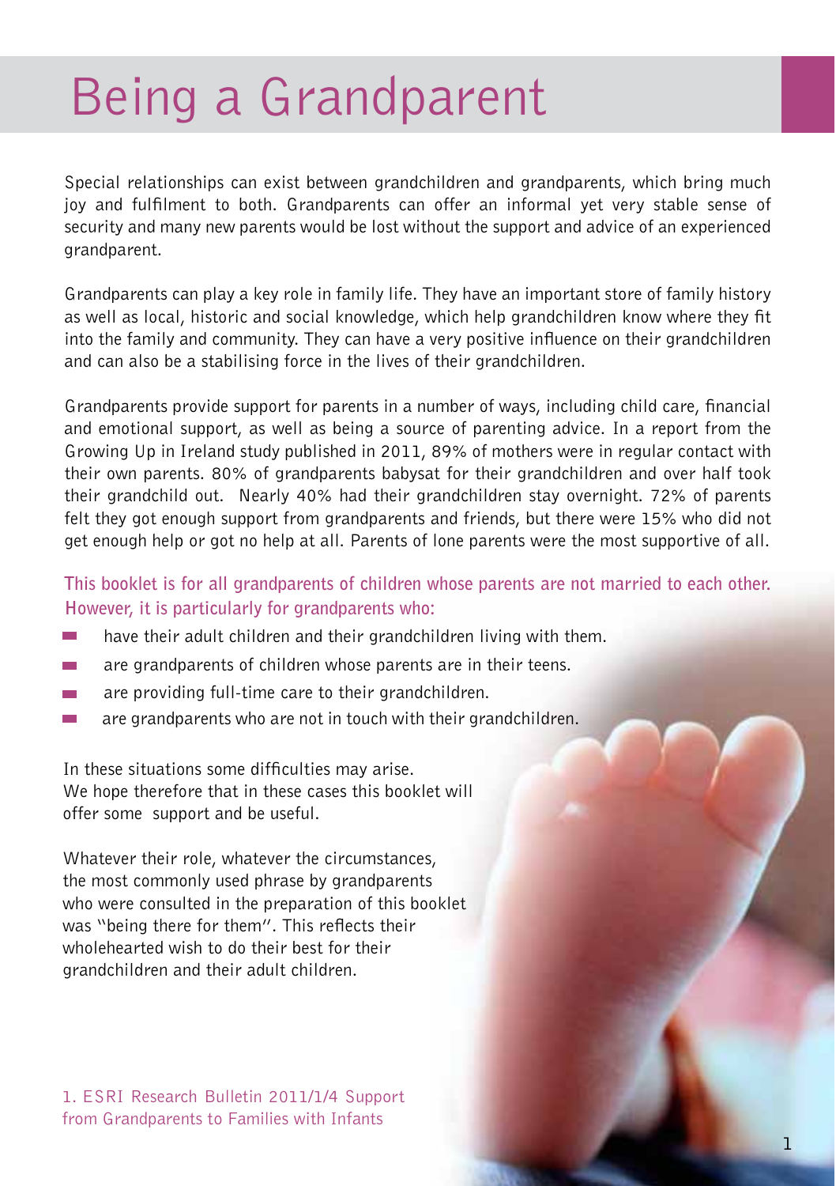# Being a Grandparent

Special relationships can exist between grandchildren and grandparents, which bring much joy and fulfilment to both. Grandparents can offer an informal yet very stable sense of security and many new parents would be lost without the support and advice of an experienced grandparent.

Grandparents can play a key role in family life. They have an important store of family history as well as local, historic and social knowledge, which help grandchildren know where they fit into the family and community. They can have a very positive influence on their grandchildren and can also be a stabilising force in the lives of their grandchildren.

Grandparents provide support for parents in a number of ways, including child care, financial and emotional support, as well as being a source of parenting advice. In a report from the Growing Up in Ireland study published in 2011, 89% of mothers were in regular contact with their own parents. 80% of grandparents babysat for their grandchildren and over half took their grandchild out. Nearly 40% had their grandchildren stay overnight. 72% of parents felt they got enough support from grandparents and friends, but there were 15% who did not get enough help or got no help at all. Parents of lone parents were the most supportive of all.

**This booklet is for all grandparents of children whose parents are not married to each other. However, it is particularly for grandparents who:**

- have their adult children and their grandchildren living with them.
- are grandparents of children whose parents are in their teens.
- are providing full-time care to their grandchildren.
- are grandparents who are not in touch with their grandchildren.

In these situations some difficulties may arise. We hope therefore that in these cases this booklet will offer some support and be useful.

Whatever their role, whatever the circumstances, the most commonly used phrase by grandparents who were consulted in the preparation of this booklet was "being there for them". This reflects their wholehearted wish to do their best for their grandchildren and their adult children.

1. ESRI Research Bulletin 2011/1/4 Support from Grandparents to Families with Infants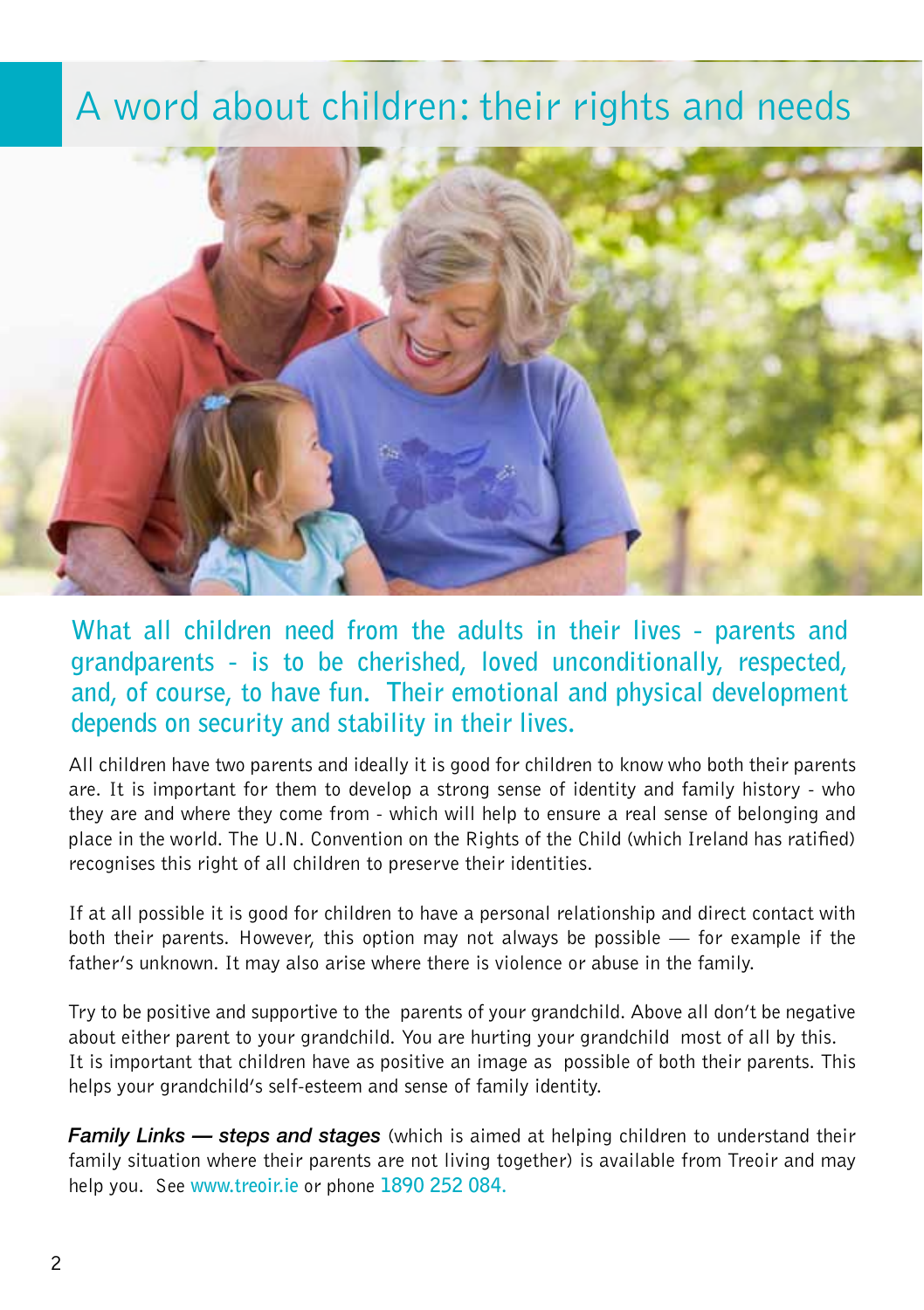# A word about children: their rights and needs

**What all children need from the adults in their lives - parents and grandparents - is to be cherished, loved unconditionally, respected, and, of course, to have fun. Their emotional and physical development depends on security and stability in their lives.**

All children have two parents and ideally it is good for children to know who both their parents are. It is important for them to develop a strong sense of identity and family history - who they are and where they come from - which will help to ensure a real sense of belonging and place in the world. The U.N. Convention on the Rights of the Child (which Ireland has ratified) recognises this right of all children to preserve their identities.

If at all possible it is good for children to have a personal relationship and direct contact with both their parents. However, this option may not always be possible — for example if the father's unknown. It may also arise where there is violence or abuse in the family.

Try to be positive and supportive to the parents of your grandchild. Above all don't be negative about either parent to your grandchild. You are hurting your grandchild most of all by this. It is important that children have as positive an image as possible of both their parents. This helps your grandchild's self-esteem and sense of family identity.

***Family Links — steps and stages*** (which is aimed at helping children to understand their family situation where their parents are not living together) is available from Treoir and may help you. See www.treoir.ie or phone 1890 252 084.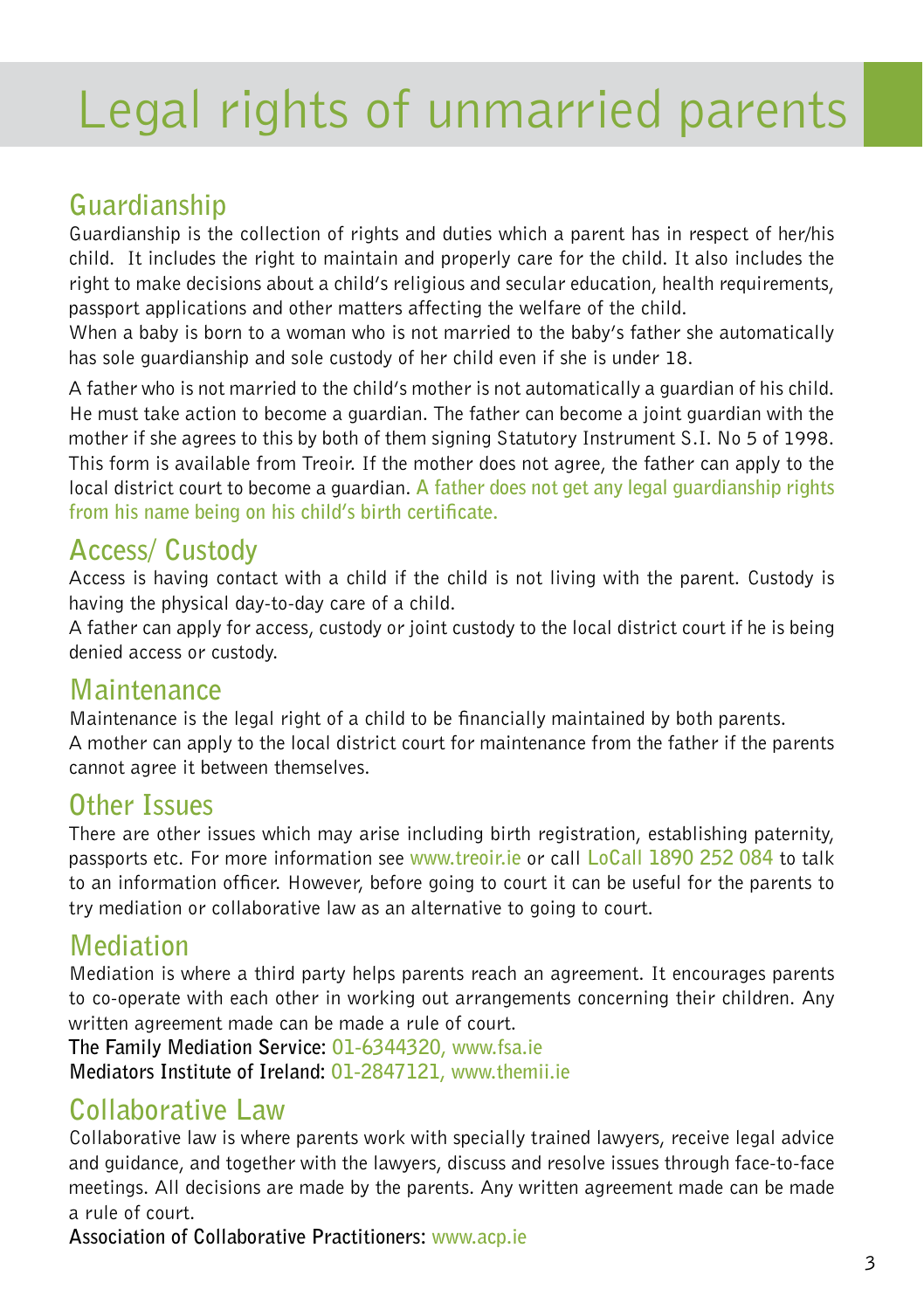# Legal rights of unmarried parents

## Guardianship

Guardianship is the collection of rights and duties which a parent has in respect of her/his child. It includes the right to maintain and properly care for the child. It also includes the right to make decisions about a child's religious and secular education, health requirements, passport applications and other matters affecting the welfare of the child.

When a baby is born to a woman who is not married to the baby's father she automatically has sole guardianship and sole custody of her child even if she is under 18.

A father who is not married to the child's mother is not automatically a guardian of his child. He must take action to become a guardian. The father can become a joint guardian with the mother if she agrees to this by both of them signing Statutory Instrument S.I. No 5 of 1998. This form is available from Treoir. If the mother does not agree, the father can apply to the local district court to become a guardian. **A father does not get any legal guardianship rights from his name being on his child's birth certificate.**

## Access/ Custody

Access is having contact with a child if the child is not living with the parent. Custody is having the physical day-to-day care of a child.

A father can apply for access, custody or joint custody to the local district court if he is being denied access or custody.

## Maintenance

Maintenance is the legal right of a child to be financially maintained by both parents.

A mother can apply to the local district court for maintenance from the father if the parents cannot agree it between themselves.

## Other Issues

There are other issues which may arise including birth registration, establishing paternity, passports etc. For more information see www.treoir.ie or call **LoCall 1890 252 084** to talk to an information officer. However, before going to court it can be useful for the parents to try mediation or collaborative law as an alternative to going to court.

## Mediation

Mediation is where a third party helps parents reach an agreement. It encourages parents to co-operate with each other in working out arrangements concerning their children. Any written agreement made can be made a rule of court.

**The Family Mediation Service:** 01-6344320, www.fsa.ie
**Mediators Institute of Ireland:** 01-2847121, www.themii.ie

## Collaborative Law

Collaborative law is where parents work with specially trained lawyers, receive legal advice and guidance, and together with the lawyers, discuss and resolve issues through face-to-face meetings. All decisions are made by the parents. Any written agreement made can be made a rule of court.

**Association of Collaborative Practitioners:** www.acp.ie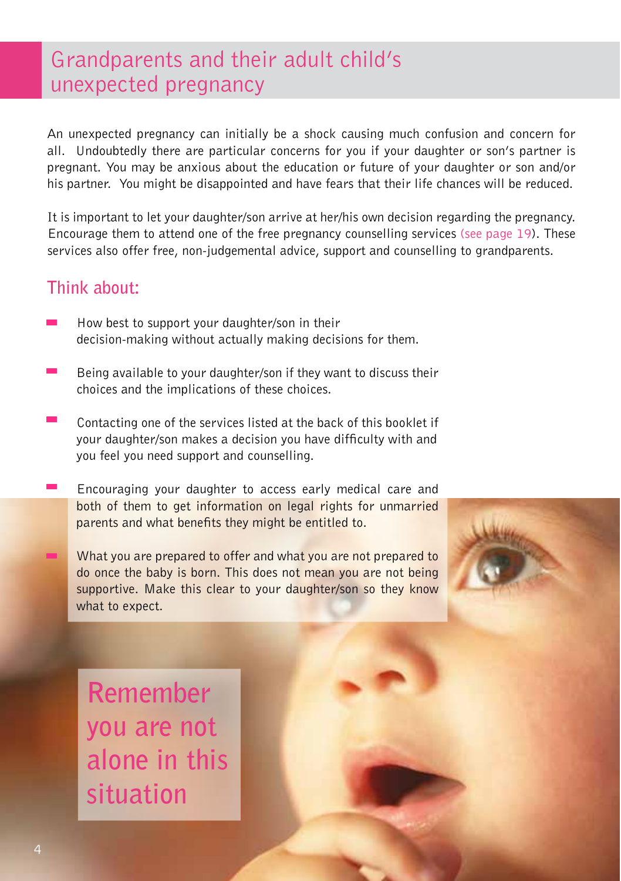# Grandparents and their adult child's unexpected pregnancy

An unexpected pregnancy can initially be a shock causing much confusion and concern for all. Undoubtedly there are particular concerns for you if your daughter or son's partner is pregnant. You may be anxious about the education or future of your daughter or son and/or his partner. You might be disappointed and have fears that their life chances will be reduced.

It is important to let your daughter/son arrive at her/his own decision regarding the pregnancy. Encourage them to attend one of the free pregnancy counselling services (see page 19). These services also offer free, non-judgemental advice, support and counselling to grandparents.

## Think about:

- How best to support your daughter/son in their decision-making without actually making decisions for them.
- Being available to your daughter/son if they want to discuss their choices and the implications of these choices.
- Contacting one of the services listed at the back of this booklet if your daughter/son makes a decision you have difficulty with and you feel you need support and counselling.
- Encouraging your daughter to access early medical care and both of them to get information on legal rights for unmarried parents and what benefits they might be entitled to.
- What you are prepared to offer and what you are not prepared to do once the baby is born. This does not mean you are not being supportive. Make this clear to your daughter/son so they know what to expect.

**Remember you are not alone in this situation**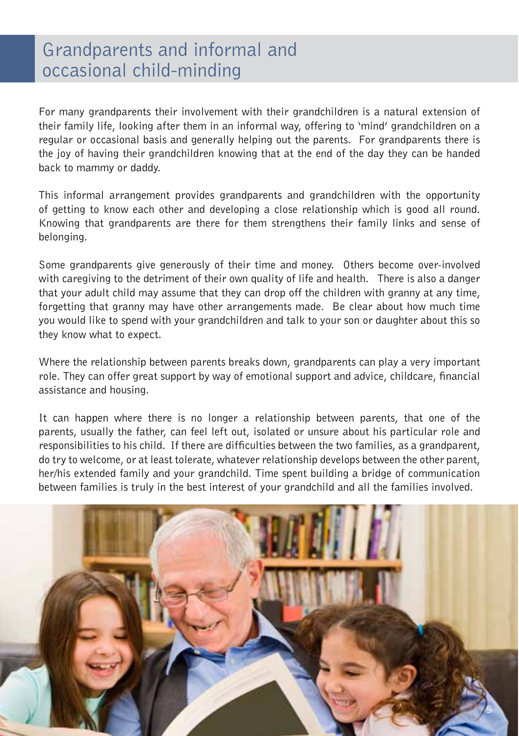## Grandparents and informal and occasional child-minding

For many grandparents their involvement with their grandchildren is a natural extension of their family life, looking after them in an informal way, offering to 'mind' grandchildren on a regular or occasional basis and generally helping out the parents. For grandparents there is the joy of having their grandchildren knowing that at the end of the day they can be handed back to mammy or daddy.

This informal arrangement provides grandparents and grandchildren with the opportunity of getting to know each other and developing a close relationship which is good all round. Knowing that grandparents are there for them strengthens their family links and sense of belonging.

Some grandparents give generously of their time and money. Others become over-involved with caregiving to the detriment of their own quality of life and health. There is also a danger that your adult child may assume that they can drop off the children with granny at any time, forgetting that granny may have other arrangements made. Be clear about how much time you would like to spend with your grandchildren and talk to your son or daughter about this so they know what to expect.

Where the relationship between parents breaks down, grandparents can play a very important role. They can offer great support by way of emotional support and advice, childcare, financial assistance and housing.

It can happen where there is no longer a relationship between parents, that one of the parents, usually the father, can feel left out, isolated or unsure about his particular role and responsibilities to his child. If there are difficulties between the two families, as a grandparent, do try to welcome, or at least tolerate, whatever relationship develops between the other parent, her/his extended family and your grandchild. Time spent building a bridge of communication between families is truly in the best interest of your grandchild and all the families involved.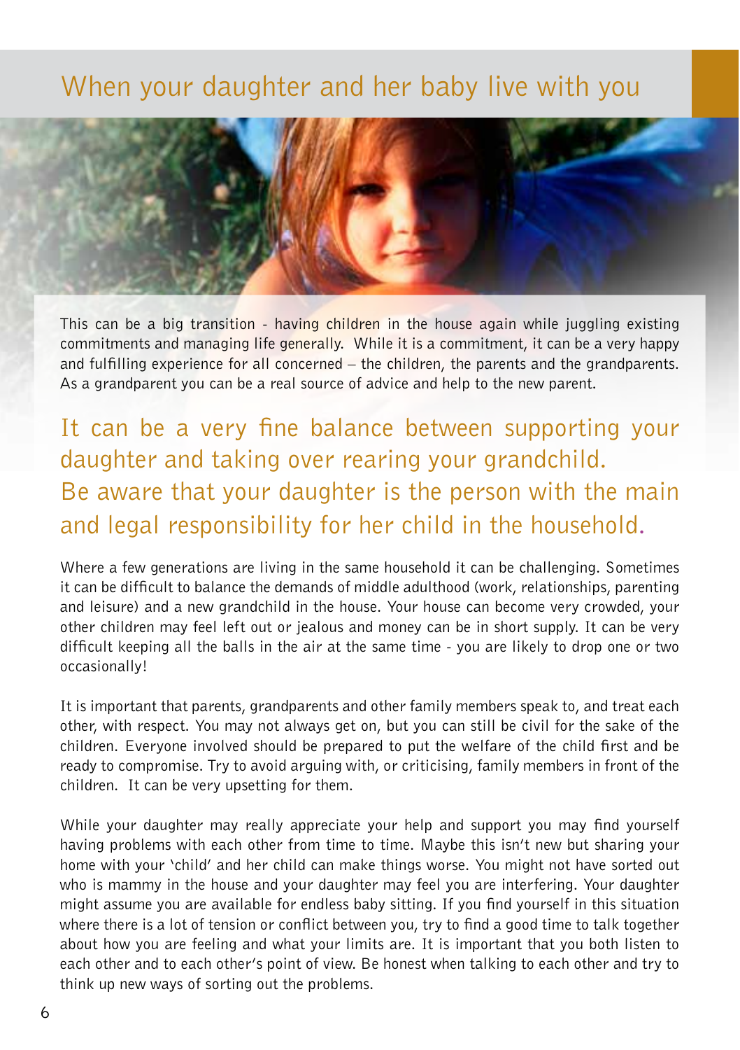# When your daughter and her baby live with you

This can be a big transition - having children in the house again while juggling existing commitments and managing life generally. While it is a commitment, it can be a very happy and fulfilling experience for all concerned – the children, the parents and the grandparents. As a grandparent you can be a real source of advice and help to the new parent.

## It can be a very fine balance between supporting your daughter and taking over rearing your grandchild. Be aware that your daughter is the person with the main and legal responsibility for her child in the household.

Where a few generations are living in the same household it can be challenging. Sometimes it can be difficult to balance the demands of middle adulthood (work, relationships, parenting and leisure) and a new grandchild in the house. Your house can become very crowded, your other children may feel left out or jealous and money can be in short supply. It can be very difficult keeping all the balls in the air at the same time - you are likely to drop one or two occasionally!

It is important that parents, grandparents and other family members speak to, and treat each other, with respect. You may not always get on, but you can still be civil for the sake of the children. Everyone involved should be prepared to put the welfare of the child first and be ready to compromise. Try to avoid arguing with, or criticising, family members in front of the children. It can be very upsetting for them.

While your daughter may really appreciate your help and support you may find yourself having problems with each other from time to time. Maybe this isn't new but sharing your home with your 'child' and her child can make things worse. You might not have sorted out who is mammy in the house and your daughter may feel you are interfering. Your daughter might assume you are available for endless baby sitting. If you find yourself in this situation where there is a lot of tension or conflict between you, try to find a good time to talk together about how you are feeling and what your limits are. It is important that you both listen to each other and to each other's point of view. Be honest when talking to each other and try to think up new ways of sorting out the problems.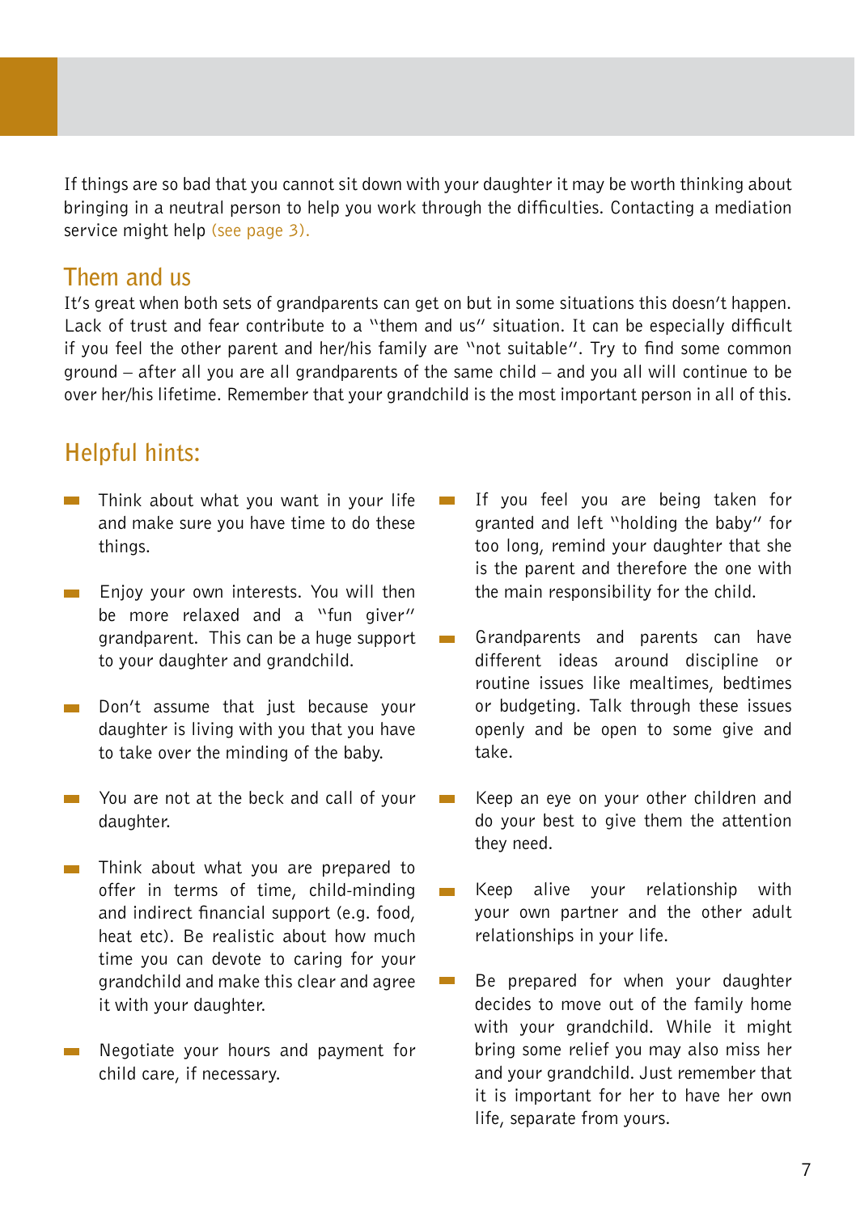If things are so bad that you cannot sit down with your daughter it may be worth thinking about bringing in a neutral person to help you work through the difficulties. Contacting a mediation service might help (see page 3).

## Them and us

It's great when both sets of grandparents can get on but in some situations this doesn't happen. Lack of trust and fear contribute to a "them and us" situation. It can be especially difficult if you feel the other parent and her/his family are "not suitable". Try to find some common ground – after all you are all grandparents of the same child – and you all will continue to be over her/his lifetime. Remember that your grandchild is the most important person in all of this.

## Helpful hints:

- Think about what you want in your life and make sure you have time to do these things.
- Enjoy your own interests. You will then be more relaxed and a "fun giver" grandparent. This can be a huge support to your daughter and grandchild.
- Don't assume that just because your daughter is living with you that you have to take over the minding of the baby.
- You are not at the beck and call of your daughter.
- Think about what you are prepared to offer in terms of time, child-minding and indirect financial support (e.g. food, heat etc). Be realistic about how much time you can devote to caring for your grandchild and make this clear and agree it with your daughter.
- Negotiate your hours and payment for child care, if necessary.
- If you feel you are being taken for granted and left "holding the baby" for too long, remind your daughter that she is the parent and therefore the one with the main responsibility for the child.
- Grandparents and parents can have different ideas around discipline or routine issues like mealtimes, bedtimes or budgeting. Talk through these issues openly and be open to some give and take.
- Keep an eye on your other children and do your best to give them the attention they need.
- Keep alive your relationship with your own partner and the other adult relationships in your life.
- Be prepared for when your daughter decides to move out of the family home with your grandchild. While it might bring some relief you may also miss her and your grandchild. Just remember that it is important for her to have her own life, separate from yours.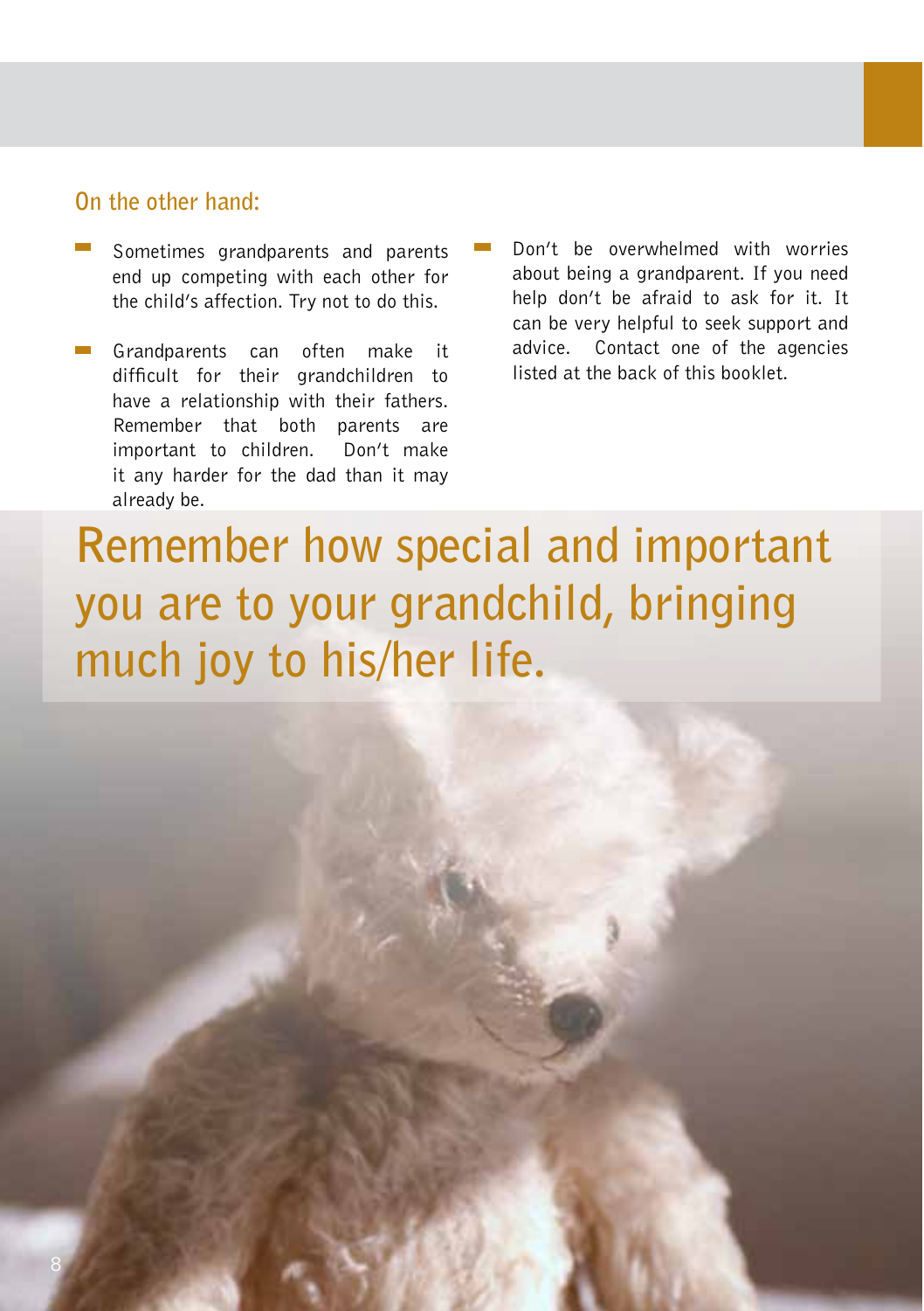## On the other hand:

- Sometimes grandparents and parents end up competing with each other for the child's affection. Try not to do this.
- Grandparents can often make it difficult for their grandchildren to have a relationship with their fathers. Remember that both parents are important to children. Don't make it any harder for the dad than it may already be.
- Don't be overwhelmed with worries about being a grandparent. If you need help don't be afraid to ask for it. It can be very helpful to seek support and advice. Contact one of the agencies listed at the back of this booklet.

**Remember how special and important you are to your grandchild, bringing much joy to his/her life.**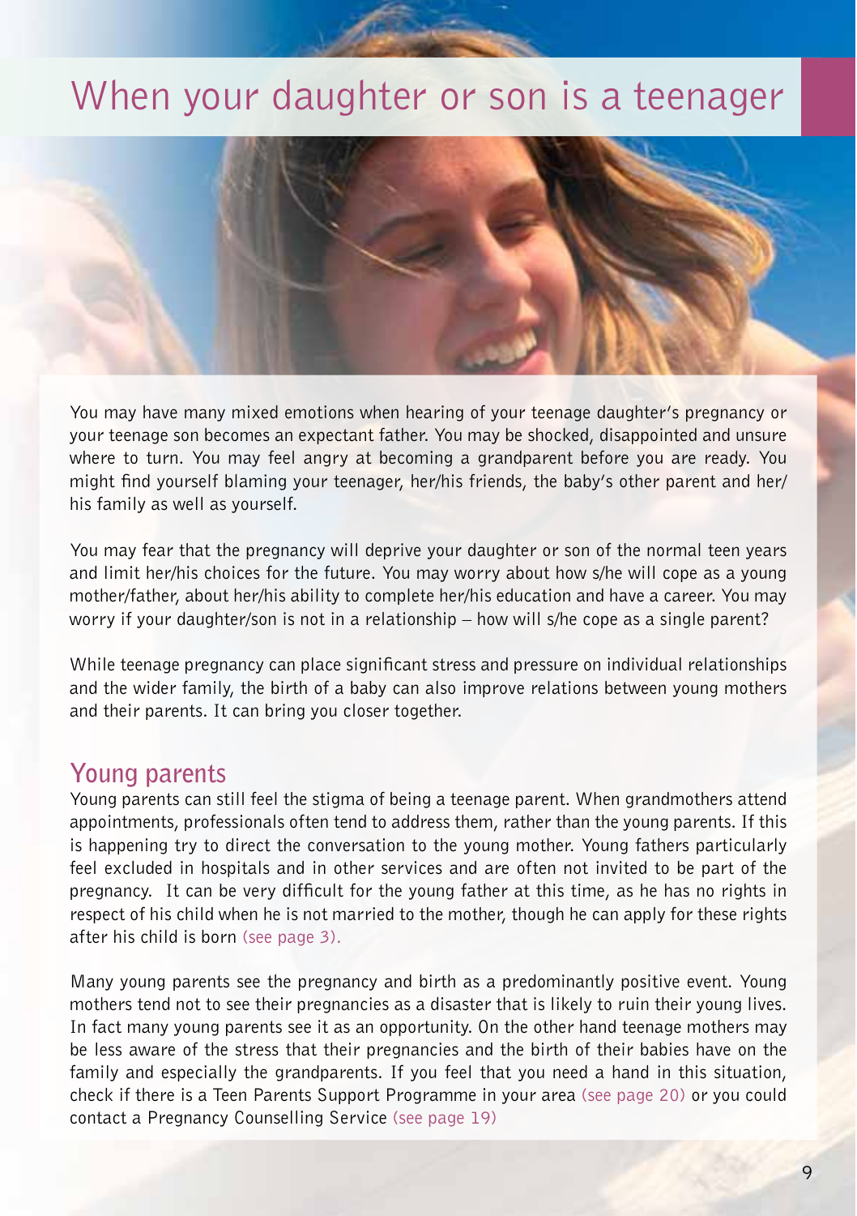# When your daughter or son is a teenager

You may have many mixed emotions when hearing of your teenage daughter's pregnancy or your teenage son becomes an expectant father. You may be shocked, disappointed and unsure where to turn. You may feel angry at becoming a grandparent before you are ready. You might find yourself blaming your teenager, her/his friends, the baby's other parent and her/his family as well as yourself.

You may fear that the pregnancy will deprive your daughter or son of the normal teen years and limit her/his choices for the future. You may worry about how s/he will cope as a young mother/father, about her/his ability to complete her/his education and have a career. You may worry if your daughter/son is not in a relationship – how will s/he cope as a single parent?

While teenage pregnancy can place significant stress and pressure on individual relationships and the wider family, the birth of a baby can also improve relations between young mothers and their parents. It can bring you closer together.

## Young parents

Young parents can still feel the stigma of being a teenage parent. When grandmothers attend appointments, professionals often tend to address them, rather than the young parents. If this is happening try to direct the conversation to the young mother. Young fathers particularly feel excluded in hospitals and in other services and are often not invited to be part of the pregnancy. It can be very difficult for the young father at this time, as he has no rights in respect of his child when he is not married to the mother, though he can apply for these rights after his child is born (see page 3).

Many young parents see the pregnancy and birth as a predominantly positive event. Young mothers tend not to see their pregnancies as a disaster that is likely to ruin their young lives. In fact many young parents see it as an opportunity. On the other hand teenage mothers may be less aware of the stress that their pregnancies and the birth of their babies have on the family and especially the grandparents. If you feel that you need a hand in this situation, check if there is a Teen Parents Support Programme in your area (see page 20) or you could contact a Pregnancy Counselling Service (see page 19)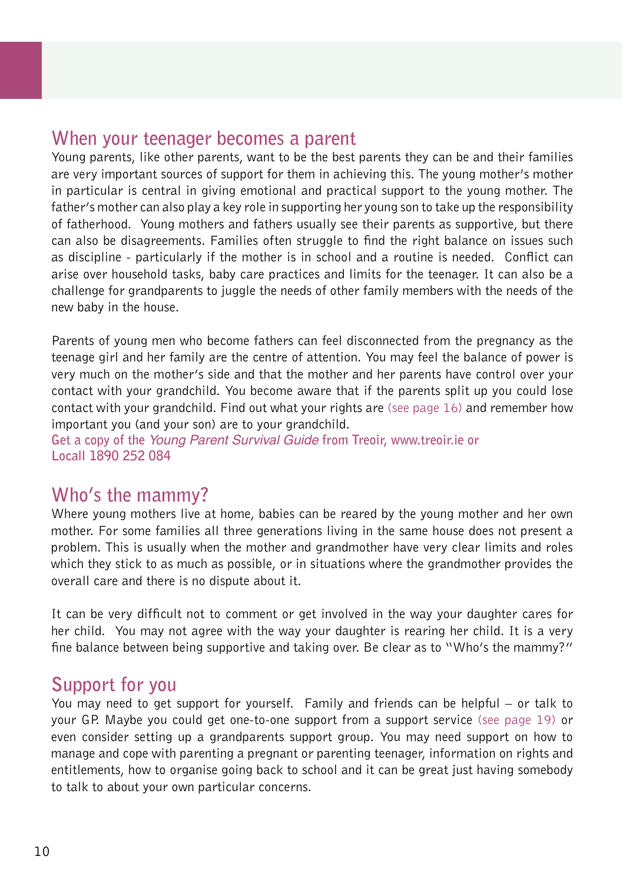## When your teenager becomes a parent

Young parents, like other parents, want to be the best parents they can be and their families are very important sources of support for them in achieving this. The young mother's mother in particular is central in giving emotional and practical support to the young mother. The father's mother can also play a key role in supporting her young son to take up the responsibility of fatherhood. Young mothers and fathers usually see their parents as supportive, but there can also be disagreements. Families often struggle to find the right balance on issues such as discipline - particularly if the mother is in school and a routine is needed. Conflict can arise over household tasks, baby care practices and limits for the teenager. It can also be a challenge for grandparents to juggle the needs of other family members with the needs of the new baby in the house.

Parents of young men who become fathers can feel disconnected from the pregnancy as the teenage girl and her family are the centre of attention. You may feel the balance of power is very much on the mother's side and that the mother and her parents have control over your contact with your grandchild. You become aware that if the parents split up you could lose contact with your grandchild. Find out what your rights are (see page 16) and remember how important you (and your son) are to your grandchild.

**Get a copy of the *Young Parent Survival Guide* from Treoir, www.treoir.ie or Locall 1890 252 084**

## Who's the mammy?

Where young mothers live at home, babies can be reared by the young mother and her own mother. For some families all three generations living in the same house does not present a problem. This is usually when the mother and grandmother have very clear limits and roles which they stick to as much as possible, or in situations where the grandmother provides the overall care and there is no dispute about it.

It can be very difficult not to comment or get involved in the way your daughter cares for her child. You may not agree with the way your daughter is rearing her child. It is a very fine balance between being supportive and taking over. Be clear as to "Who's the mammy?"

## Support for you

You may need to get support for yourself. Family and friends can be helpful – or talk to your GP. Maybe you could get one-to-one support from a support service (see page 19) or even consider setting up a grandparents support group. You may need support on how to manage and cope with parenting a pregnant or parenting teenager, information on rights and entitlements, how to organise going back to school and it can be great just having somebody to talk to about your own particular concerns.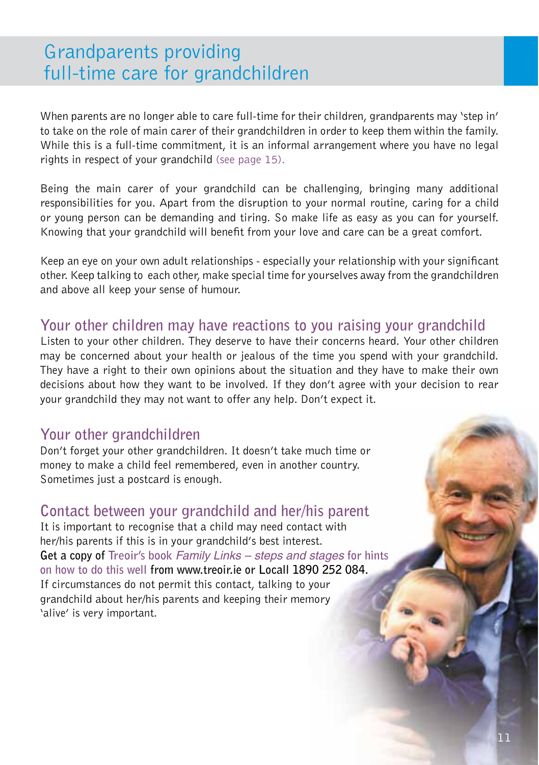# Grandparents providing full-time care for grandchildren

When parents are no longer able to care full-time for their children, grandparents may 'step in' to take on the role of main carer of their grandchildren in order to keep them within the family. While this is a full-time commitment, it is an informal arrangement where you have no legal rights in respect of your grandchild (see page 15).

Being the main carer of your grandchild can be challenging, bringing many additional responsibilities for you. Apart from the disruption to your normal routine, caring for a child or young person can be demanding and tiring. So make life as easy as you can for yourself. Knowing that your grandchild will benefit from your love and care can be a great comfort.

Keep an eye on your own adult relationships - especially your relationship with your significant other. Keep talking to each other, make special time for yourselves away from the grandchildren and above all keep your sense of humour.

## Your other children may have reactions to you raising your grandchild

Listen to your other children. They deserve to have their concerns heard. Your other children may be concerned about your health or jealous of the time you spend with your grandchild. They have a right to their own opinions about the situation and they have to make their own decisions about how they want to be involved. If they don't agree with your decision to rear your grandchild they may not want to offer any help. Don't expect it.

## Your other grandchildren

Don't forget your other grandchildren. It doesn't take much time or money to make a child feel remembered, even in another country. Sometimes just a postcard is enough.

## Contact between your grandchild and her/his parent

It is important to recognise that a child may need contact with her/his parents if this is in your grandchild's best interest. **Get a copy of Treoir's book *Family Links – steps and stages* for hints on how to do this well from www.treoir.ie or Locall 1890 252 084.** If circumstances do not permit this contact, talking to your grandchild about her/his parents and keeping their memory 'alive' is very important.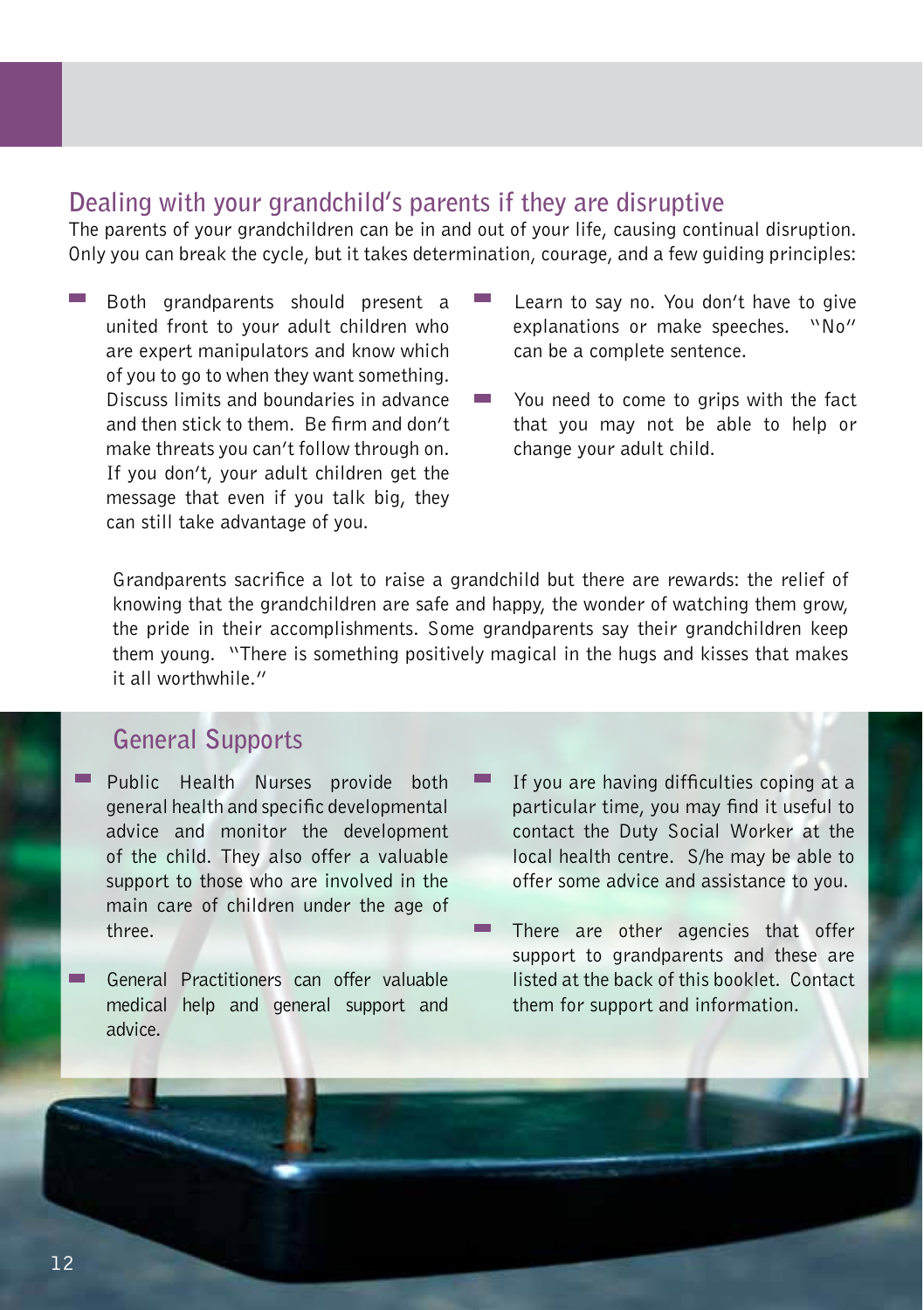## Dealing with your grandchild's parents if they are disruptive

The parents of your grandchildren can be in and out of your life, causing continual disruption. Only you can break the cycle, but it takes determination, courage, and a few guiding principles:

- Both grandparents should present a united front to your adult children who are expert manipulators and know which of you to go to when they want something. Discuss limits and boundaries in advance and then stick to them. Be firm and don't make threats you can't follow through on. If you don't, your adult children get the message that even if you talk big, they can still take advantage of you.
- Learn to say no. You don't have to give explanations or make speeches. "No" can be a complete sentence.
- You need to come to grips with the fact that you may not be able to help or change your adult child.

Grandparents sacrifice a lot to raise a grandchild but there are rewards: the relief of knowing that the grandchildren are safe and happy, the wonder of watching them grow, the pride in their accomplishments. Some grandparents say their grandchildren keep them young. "There is something positively magical in the hugs and kisses that makes it all worthwhile."

## General Supports

- Public Health Nurses provide both general health and specific developmental advice and monitor the development of the child. They also offer a valuable support to those who are involved in the main care of children under the age of three.
- General Practitioners can offer valuable medical help and general support and advice.
- If you are having difficulties coping at a particular time, you may find it useful to contact the Duty Social Worker at the local health centre. S/he may be able to offer some advice and assistance to you.
- There are other agencies that offer support to grandparents and these are listed at the back of this booklet. Contact them for support and information.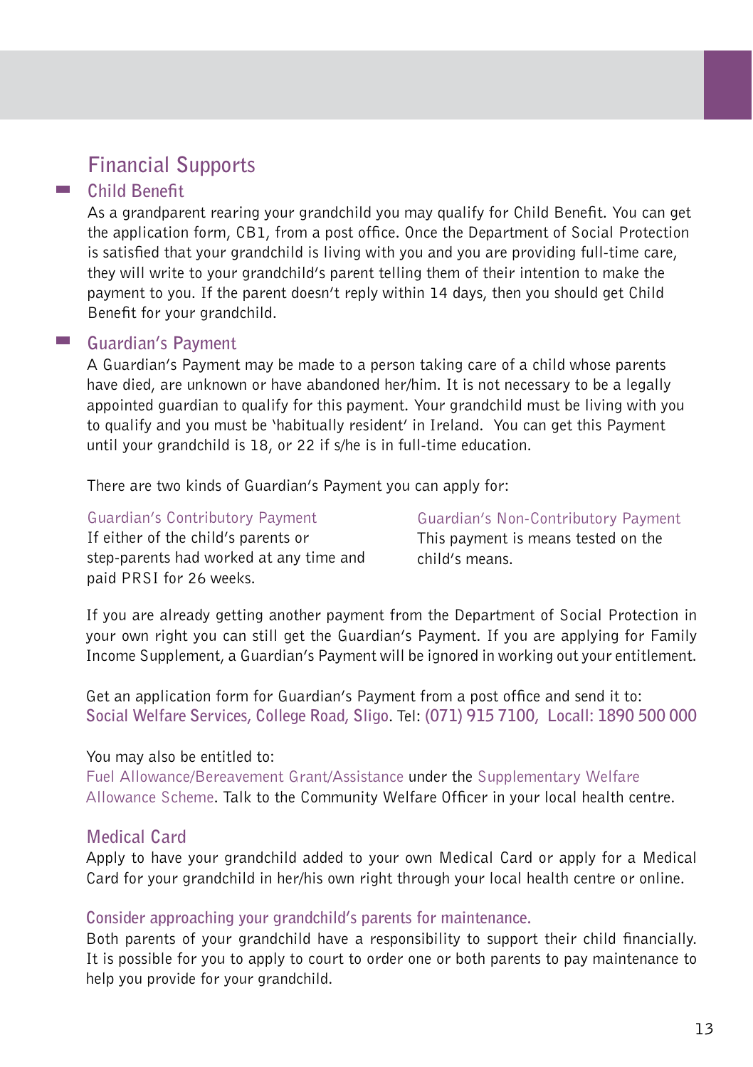# Financial Supports

## Child Benefit

As a grandparent rearing your grandchild you may qualify for Child Benefit. You can get the application form, CB1, from a post office. Once the Department of Social Protection is satisfied that your grandchild is living with you and you are providing full-time care, they will write to your grandchild's parent telling them of their intention to make the payment to you. If the parent doesn't reply within 14 days, then you should get Child Benefit for your grandchild.

## Guardian's Payment

A Guardian's Payment may be made to a person taking care of a child whose parents have died, are unknown or have abandoned her/him. It is not necessary to be a legally appointed guardian to qualify for this payment. Your grandchild must be living with you to qualify and you must be 'habitually resident' in Ireland. You can get this Payment until your grandchild is 18, or 22 if s/he is in full-time education.

There are two kinds of Guardian's Payment you can apply for:

### Guardian's Contributory Payment

If either of the child's parents or step-parents had worked at any time and paid PRSI for 26 weeks.

### Guardian's Non-Contributory Payment

This payment is means tested on the child's means.

If you are already getting another payment from the Department of Social Protection in your own right you can still get the Guardian's Payment. If you are applying for Family Income Supplement, a Guardian's Payment will be ignored in working out your entitlement.

Get an application form for Guardian's Payment from a post office and send it to:
**Social Welfare Services, College Road, Sligo**. Tel: **(071) 915 7100, Locall: 1890 500 000**

You may also be entitled to:
Fuel Allowance/Bereavement Grant/Assistance under the Supplementary Welfare Allowance Scheme. Talk to the Community Welfare Officer in your local health centre.

## Medical Card

Apply to have your grandchild added to your own Medical Card or apply for a Medical Card for your grandchild in her/his own right through your local health centre or online.

**Consider approaching your grandchild's parents for maintenance.**

Both parents of your grandchild have a responsibility to support their child financially. It is possible for you to apply to court to order one or both parents to pay maintenance to help you provide for your grandchild.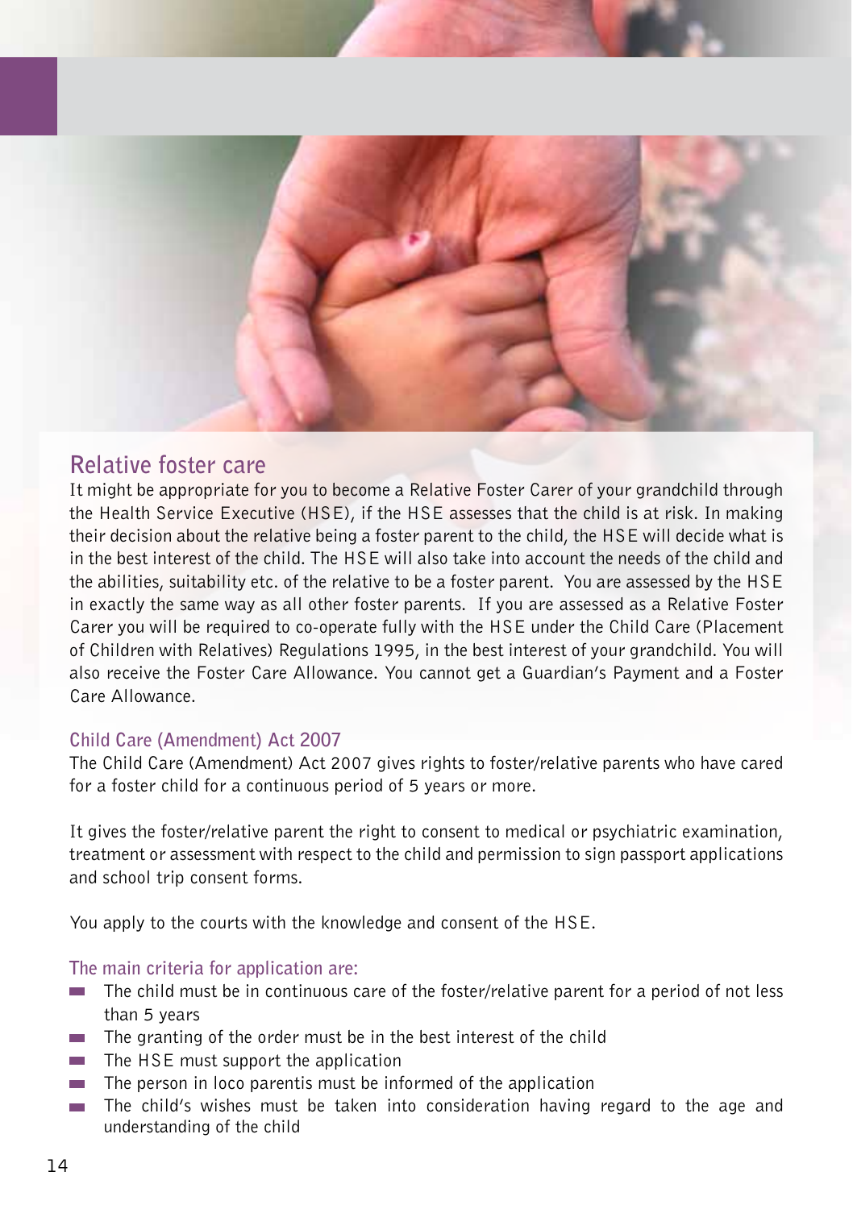## Relative foster care

It might be appropriate for you to become a Relative Foster Carer of your grandchild through the Health Service Executive (HSE), if the HSE assesses that the child is at risk. In making their decision about the relative being a foster parent to the child, the HSE will decide what is in the best interest of the child. The HSE will also take into account the needs of the child and the abilities, suitability etc. of the relative to be a foster parent. You are assessed by the HSE in exactly the same way as all other foster parents. If you are assessed as a Relative Foster Carer you will be required to co-operate fully with the HSE under the Child Care (Placement of Children with Relatives) Regulations 1995, in the best interest of your grandchild. You will also receive the Foster Care Allowance. You cannot get a Guardian's Payment and a Foster Care Allowance.

### Child Care (Amendment) Act 2007

The Child Care (Amendment) Act 2007 gives rights to foster/relative parents who have cared for a foster child for a continuous period of 5 years or more.

It gives the foster/relative parent the right to consent to medical or psychiatric examination, treatment or assessment with respect to the child and permission to sign passport applications and school trip consent forms.

You apply to the courts with the knowledge and consent of the HSE.

### The main criteria for application are:

- The child must be in continuous care of the foster/relative parent for a period of not less than 5 years
- The granting of the order must be in the best interest of the child
- The HSE must support the application
- The person in loco parentis must be informed of the application
- The child's wishes must be taken into consideration having regard to the age and understanding of the child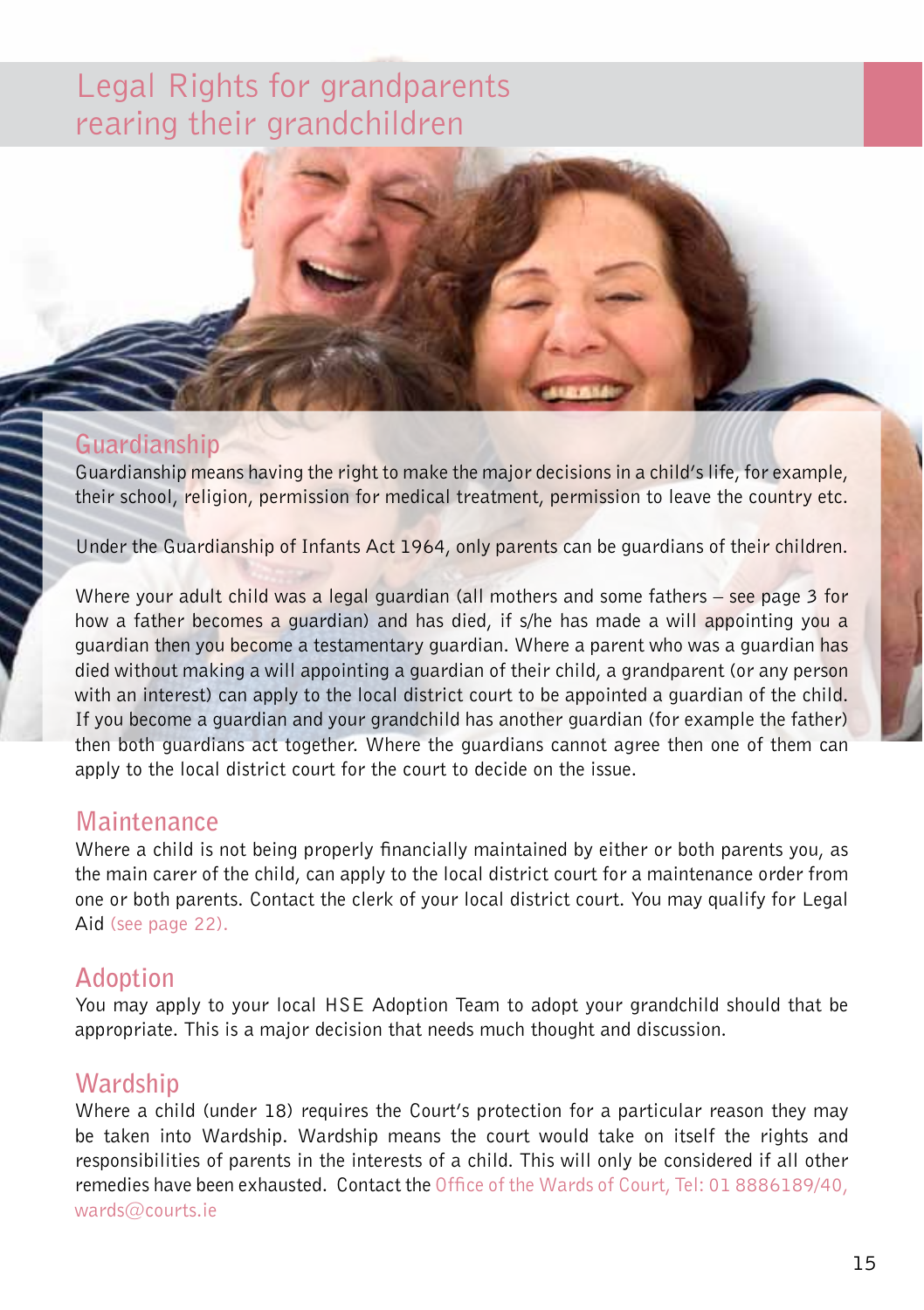# Legal Rights for grandparents rearing their grandchildren

## Guardianship

Guardianship means having the right to make the major decisions in a child's life, for example, their school, religion, permission for medical treatment, permission to leave the country etc.

Under the Guardianship of Infants Act 1964, only parents can be guardians of their children.

Where your adult child was a legal guardian (all mothers and some fathers – see page 3 for how a father becomes a guardian) and has died, if s/he has made a will appointing you a guardian then you become a testamentary guardian. Where a parent who was a guardian has died without making a will appointing a guardian of their child, a grandparent (or any person with an interest) can apply to the local district court to be appointed a guardian of the child. If you become a guardian and your grandchild has another guardian (for example the father) then both guardians act together. Where the guardians cannot agree then one of them can apply to the local district court for the court to decide on the issue.

## Maintenance

Where a child is not being properly financially maintained by either or both parents you, as the main carer of the child, can apply to the local district court for a maintenance order from one or both parents. Contact the clerk of your local district court. You may qualify for Legal Aid (see page 22).

## Adoption

You may apply to your local HSE Adoption Team to adopt your grandchild should that be appropriate. This is a major decision that needs much thought and discussion.

## Wardship

Where a child (under 18) requires the Court's protection for a particular reason they may be taken into Wardship. Wardship means the court would take on itself the rights and responsibilities of parents in the interests of a child. This will only be considered if all other remedies have been exhausted. Contact the Office of the Wards of Court, Tel: 01 8886189/40, wards@courts.ie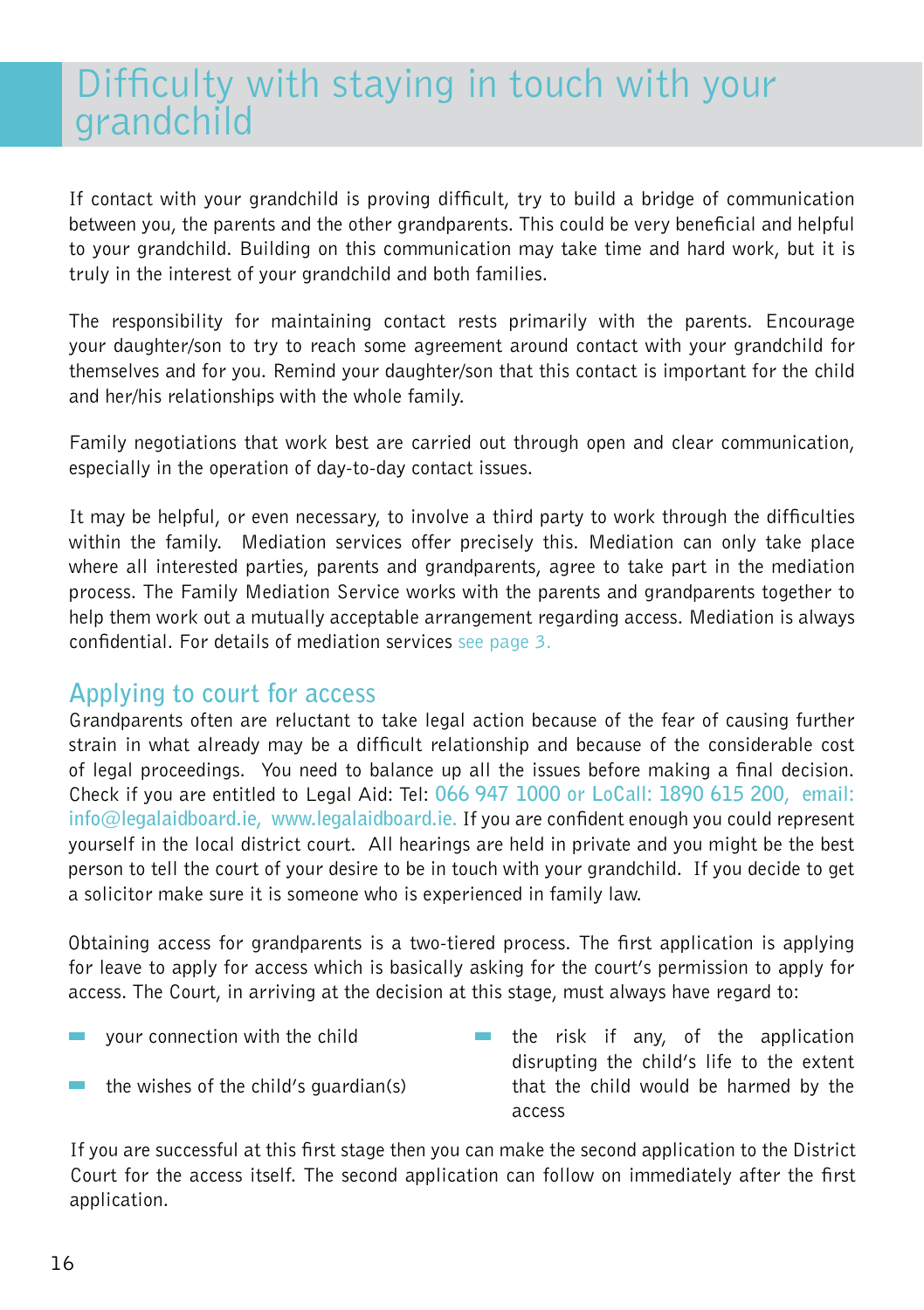# Difficulty with staying in touch with your grandchild

If contact with your grandchild is proving difficult, try to build a bridge of communication between you, the parents and the other grandparents. This could be very beneficial and helpful to your grandchild. Building on this communication may take time and hard work, but it is truly in the interest of your grandchild and both families.

The responsibility for maintaining contact rests primarily with the parents. Encourage your daughter/son to try to reach some agreement around contact with your grandchild for themselves and for you. Remind your daughter/son that this contact is important for the child and her/his relationships with the whole family.

Family negotiations that work best are carried out through open and clear communication, especially in the operation of day-to-day contact issues.

It may be helpful, or even necessary, to involve a third party to work through the difficulties within the family. Mediation services offer precisely this. Mediation can only take place where all interested parties, parents and grandparents, agree to take part in the mediation process. The Family Mediation Service works with the parents and grandparents together to help them work out a mutually acceptable arrangement regarding access. Mediation is always confidential. For details of mediation services see page 3.

## Applying to court for access

Grandparents often are reluctant to take legal action because of the fear of causing further strain in what already may be a difficult relationship and because of the considerable cost of legal proceedings. You need to balance up all the issues before making a final decision. Check if you are entitled to Legal Aid: Tel: 066 947 1000 or LoCall: 1890 615 200, email: info@legalaidboard.ie, www.legalaidboard.ie. If you are confident enough you could represent yourself in the local district court. All hearings are held in private and you might be the best person to tell the court of your desire to be in touch with your grandchild. If you decide to get a solicitor make sure it is someone who is experienced in family law.

Obtaining access for grandparents is a two-tiered process. The first application is applying for leave to apply for access which is basically asking for the court's permission to apply for access. The Court, in arriving at the decision at this stage, must always have regard to:

- your connection with the child
- the wishes of the child's guardian(s)
- the risk if any, of the application disrupting the child's life to the extent that the child would be harmed by the access

If you are successful at this first stage then you can make the second application to the District Court for the access itself. The second application can follow on immediately after the first application.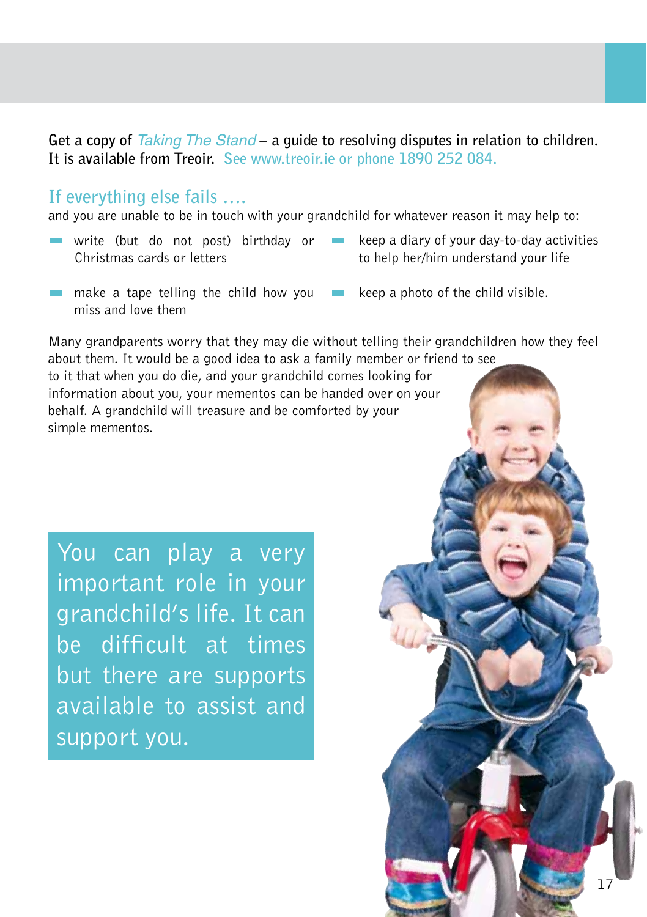**Get a copy of *Taking The Stand* – a guide to resolving disputes in relation to children. It is available from Treoir.** See www.treoir.ie or phone 1890 252 084.

## If everything else fails ....

and you are unable to be in touch with your grandchild for whatever reason it may help to:

- write (but do not post) birthday or Christmas cards or letters
- make a tape telling the child how you miss and love them
- keep a diary of your day-to-day activities to help her/him understand your life
- keep a photo of the child visible.

Many grandparents worry that they may die without telling their grandchildren how they feel about them. It would be a good idea to ask a family member or friend to see to it that when you do die, and your grandchild comes looking for information about you, your mementos can be handed over on your behalf. A grandchild will treasure and be comforted by your simple mementos.

You can play a very important role in your grandchild's life. It can be difficult at times but there are supports available to assist and support you.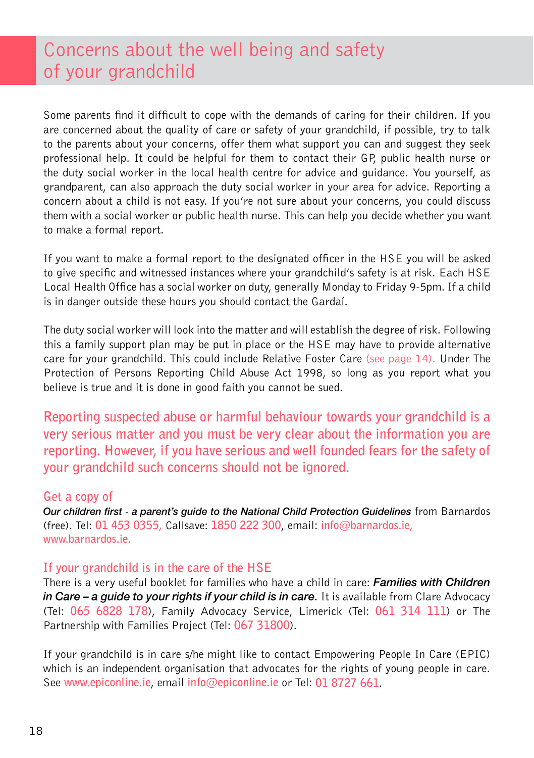# Concerns about the well being and safety of your grandchild

Some parents find it difficult to cope with the demands of caring for their children. If you are concerned about the quality of care or safety of your grandchild, if possible, try to talk to the parents about your concerns, offer them what support you can and suggest they seek professional help. It could be helpful for them to contact their GP, public health nurse or the duty social worker in the local health centre for advice and guidance. You yourself, as grandparent, can also approach the duty social worker in your area for advice. Reporting a concern about a child is not easy. If you're not sure about your concerns, you could discuss them with a social worker or public health nurse. This can help you decide whether you want to make a formal report.

If you want to make a formal report to the designated officer in the HSE you will be asked to give specific and witnessed instances where your grandchild's safety is at risk. Each HSE Local Health Office has a social worker on duty, generally Monday to Friday 9-5pm. If a child is in danger outside these hours you should contact the Gardaí.

The duty social worker will look into the matter and will establish the degree of risk. Following this a family support plan may be put in place or the HSE may have to provide alternative care for your grandchild. This could include Relative Foster Care (see page 14). Under The Protection of Persons Reporting Child Abuse Act 1998, so long as you report what you believe is true and it is done in good faith you cannot be sued.

**Reporting suspected abuse or harmful behaviour towards your grandchild is a very serious matter and you must be very clear about the information you are reporting. However, if you have serious and well founded fears for the safety of your grandchild such concerns should not be ignored.**

### Get a copy of

***Our children first - a parent's guide to the National Child Protection Guidelines*** from Barnardos (free). Tel: 01 453 0355, Callsave: 1850 222 300, email: info@barnardos.ie, www.barnardos.ie.

### If your grandchild is in the care of the HSE

There is a very useful booklet for families who have a child in care: ***Families with Children in Care – a guide to your rights if your child is in care.*** It is available from Clare Advocacy (Tel: 065 6828 178), Family Advocacy Service, Limerick (Tel: 061 314 111) or The Partnership with Families Project (Tel: 067 31800).

If your grandchild is in care s/he might like to contact Empowering People In Care (EPIC) which is an independent organisation that advocates for the rights of young people in care. See www.epiconline.ie, email info@epiconline.ie or Tel: 01 8727 661.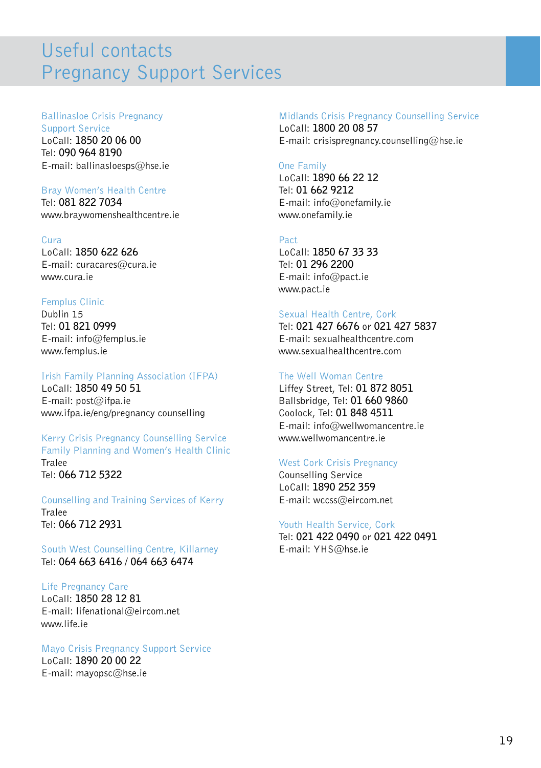# Useful contacts
## Pregnancy Support Services

### Ballinasloe Crisis Pregnancy Support Service
LoCall: 1850 20 06 00
Tel: 090 964 8190
E-mail: ballinasloesps@hse.ie

### Bray Women's Health Centre
Tel: 081 822 7034
www.braywomenshealthcentre.ie

### Cura
LoCall: 1850 622 626
E-mail: curacares@cura.ie
www.cura.ie

### Femplus Clinic
Dublin 15
Tel: 01 821 0999
E-mail: info@femplus.ie
www.femplus.ie

### Irish Family Planning Association (IFPA)
LoCall: 1850 49 50 51
E-mail: post@ifpa.ie
www.ifpa.ie/eng/pregnancy counselling

### Kerry Crisis Pregnancy Counselling Service Family Planning and Women's Health Clinic
Tralee
Tel: 066 712 5322

### Counselling and Training Services of Kerry
Tralee
Tel: 066 712 2931

### South West Counselling Centre, Killarney
Tel: 064 663 6416 / 064 663 6474

### Life Pregnancy Care
LoCall: 1850 28 12 81
E-mail: lifenational@eircom.net
www.life.ie

### Mayo Crisis Pregnancy Support Service
LoCall: 1890 20 00 22
E-mail: mayopsc@hse.ie

### Midlands Crisis Pregnancy Counselling Service
LoCall: 1800 20 08 57
E-mail: crisispregnancy.counselling@hse.ie

### One Family
LoCall: 1890 66 22 12
Tel: 01 662 9212
E-mail: info@onefamily.ie
www.onefamily.ie

### Pact
LoCall: 1850 67 33 33
Tel: 01 296 2200
E-mail: info@pact.ie
www.pact.ie

### Sexual Health Centre, Cork
Tel: 021 427 6676 or 021 427 5837
E-mail: sexualhealthcentre.com
www.sexualhealthcentre.com

### The Well Woman Centre
Liffey Street, Tel: 01 872 8051
Ballsbridge, Tel: 01 660 9860
Coolock, Tel: 01 848 4511
E-mail: info@wellwomancentre.ie
www.wellwomancentre.ie

### West Cork Crisis Pregnancy
Counselling Service
LoCall: 1890 252 359
E-mail: wccss@eircom.net

### Youth Health Service, Cork
Tel: 021 422 0490 or 021 422 0491
E-mail: YHS@hse.ie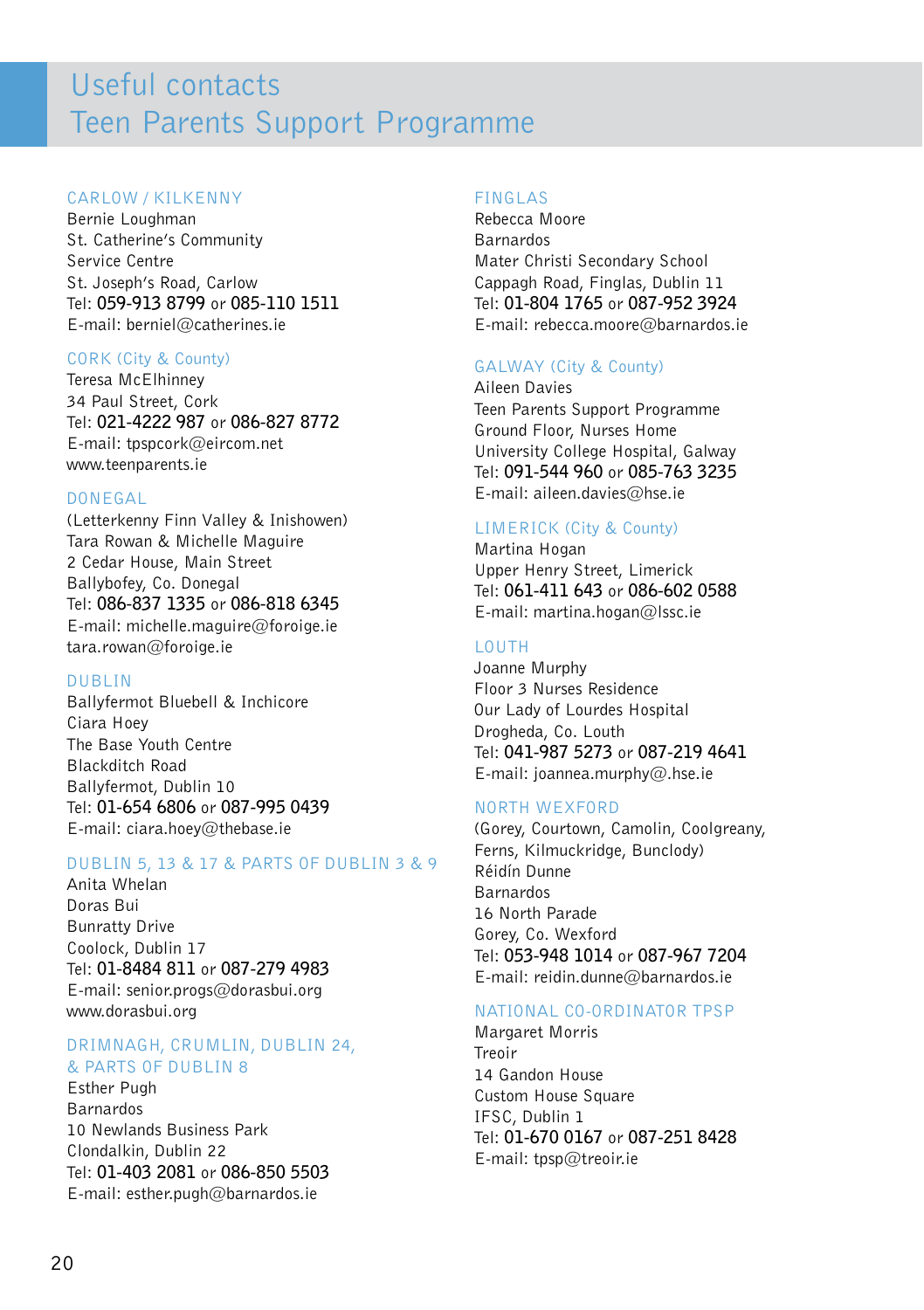# Useful contacts
# Teen Parents Support Programme

### CARLOW / KILKENNY

Bernie Loughman
St. Catherine's Community Service Centre
St. Joseph's Road, Carlow
Tel: 059-913 8799 or 085-110 1511
E-mail: berniel@catherines.ie

### CORK (City & County)

Teresa McElhinney
34 Paul Street, Cork
Tel: 021-4222 987 or 086-827 8772
E-mail: tpspcork@eircom.net
www.teenparents.ie

### DONEGAL

(Letterkenny Finn Valley & Inishowen)
Tara Rowan & Michelle Maguire
2 Cedar House, Main Street
Ballybofey, Co. Donegal
Tel: 086-837 1335 or 086-818 6345
E-mail: michelle.maguire@foroige.ie
tara.rowan@foroige.ie

### DUBLIN

Ballyfermot Bluebell & Inchicore
Ciara Hoey
The Base Youth Centre
Blackditch Road
Ballyfermot, Dublin 10
Tel: 01-654 6806 or 087-995 0439
E-mail: ciara.hoey@thebase.ie

### DUBLIN 5, 13 & 17 & PARTS OF DUBLIN 3 & 9

Anita Whelan
Doras Bui
Bunratty Drive
Coolock, Dublin 17
Tel: 01-8484 811 or 087-279 4983
E-mail: senior.progs@dorasbui.org
www.dorasbui.org

### DRIMNAGH, CRUMLIN, DUBLIN 24, & PARTS OF DUBLIN 8

Esther Pugh
Barnardos
10 Newlands Business Park
Clondalkin, Dublin 22
Tel: 01-403 2081 or 086-850 5503
E-mail: esther.pugh@barnardos.ie

### FINGLAS

Rebecca Moore
Barnardos
Mater Christi Secondary School
Cappagh Road, Finglas, Dublin 11
Tel: 01-804 1765 or 087-952 3924
E-mail: rebecca.moore@barnardos.ie

### GALWAY (City & County)

Aileen Davies
Teen Parents Support Programme
Ground Floor, Nurses Home
University College Hospital, Galway
Tel: 091-544 960 or 085-763 3235
E-mail: aileen.davies@hse.ie

### LIMERICK (City & County)

Martina Hogan
Upper Henry Street, Limerick
Tel: 061-411 643 or 086-602 0588
E-mail: martina.hogan@lssc.ie

### LOUTH

Joanne Murphy
Floor 3 Nurses Residence
Our Lady of Lourdes Hospital
Drogheda, Co. Louth
Tel: 041-987 5273 or 087-219 4641
E-mail: joannea.murphy@.hse.ie

### NORTH WEXFORD

(Gorey, Courtown, Camolin, Coolgreany, Ferns, Kilmuckridge, Bunclody)
Réidín Dunne
Barnardos
16 North Parade
Gorey, Co. Wexford
Tel: 053-948 1014 or 087-967 7204
E-mail: reidin.dunne@barnardos.ie

### NATIONAL CO-ORDINATOR TPSP

Margaret Morris
Treoir
14 Gandon House
Custom House Square
IFSC, Dublin 1
Tel: 01-670 0167 or 087-251 8428
E-mail: tpsp@treoir.ie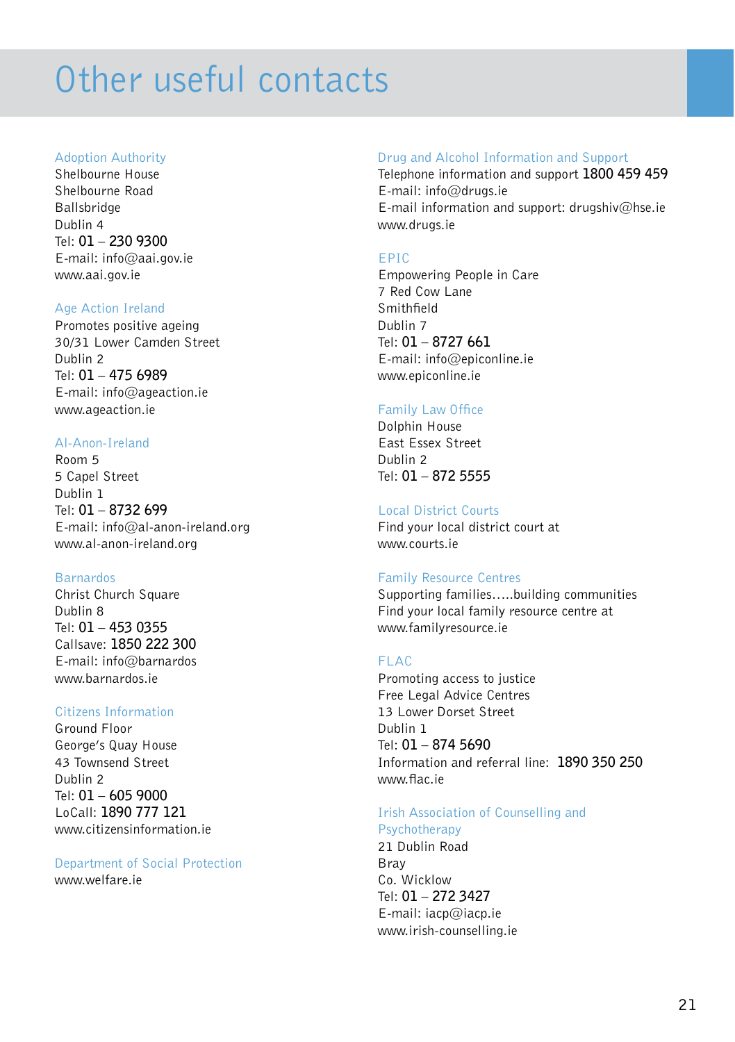# Other useful contacts

### Adoption Authority

Shelbourne House
Shelbourne Road
Ballsbridge
Dublin 4
Tel: 01 – 230 9300
E-mail: info@aai.gov.ie
www.aai.gov.ie

### Age Action Ireland

Promotes positive ageing
30/31 Lower Camden Street
Dublin 2
Tel: 01 – 475 6989
E-mail: info@ageaction.ie
www.ageaction.ie

### Al-Anon-Ireland

Room 5
5 Capel Street
Dublin 1
Tel: 01 – 8732 699
E-mail: info@al-anon-ireland.org
www.al-anon-ireland.org

### Barnardos

Christ Church Square
Dublin 8
Tel: 01 – 453 0355
Callsave: 1850 222 300
E-mail: info@barnardos
www.barnardos.ie

### Citizens Information

Ground Floor
George's Quay House
43 Townsend Street
Dublin 2
Tel: 01 – 605 9000
LoCall: 1890 777 121
www.citizensinformation.ie

### Department of Social Protection

www.welfare.ie

### Drug and Alcohol Information and Support

Telephone information and support 1800 459 459
E-mail: info@drugs.ie
E-mail information and support: drugshiv@hse.ie
www.drugs.ie

### EPIC

Empowering People in Care
7 Red Cow Lane
Smithfield
Dublin 7
Tel: 01 – 8727 661
E-mail: info@epiconline.ie
www.epiconline.ie

### Family Law Office

Dolphin House
East Essex Street
Dublin 2
Tel: 01 – 872 5555

### Local District Courts

Find your local district court at
www.courts.ie

### Family Resource Centres

Supporting families.....building communities
Find your local family resource centre at
www.familyresource.ie

### FLAC

Promoting access to justice
Free Legal Advice Centres
13 Lower Dorset Street
Dublin 1
Tel: 01 – 874 5690
Information and referral line: 1890 350 250
www.flac.ie

### Irish Association of Counselling and Psychotherapy

21 Dublin Road
Bray
Co. Wicklow
Tel: 01 – 272 3427
E-mail: iacp@iacp.ie
www.irish-counselling.ie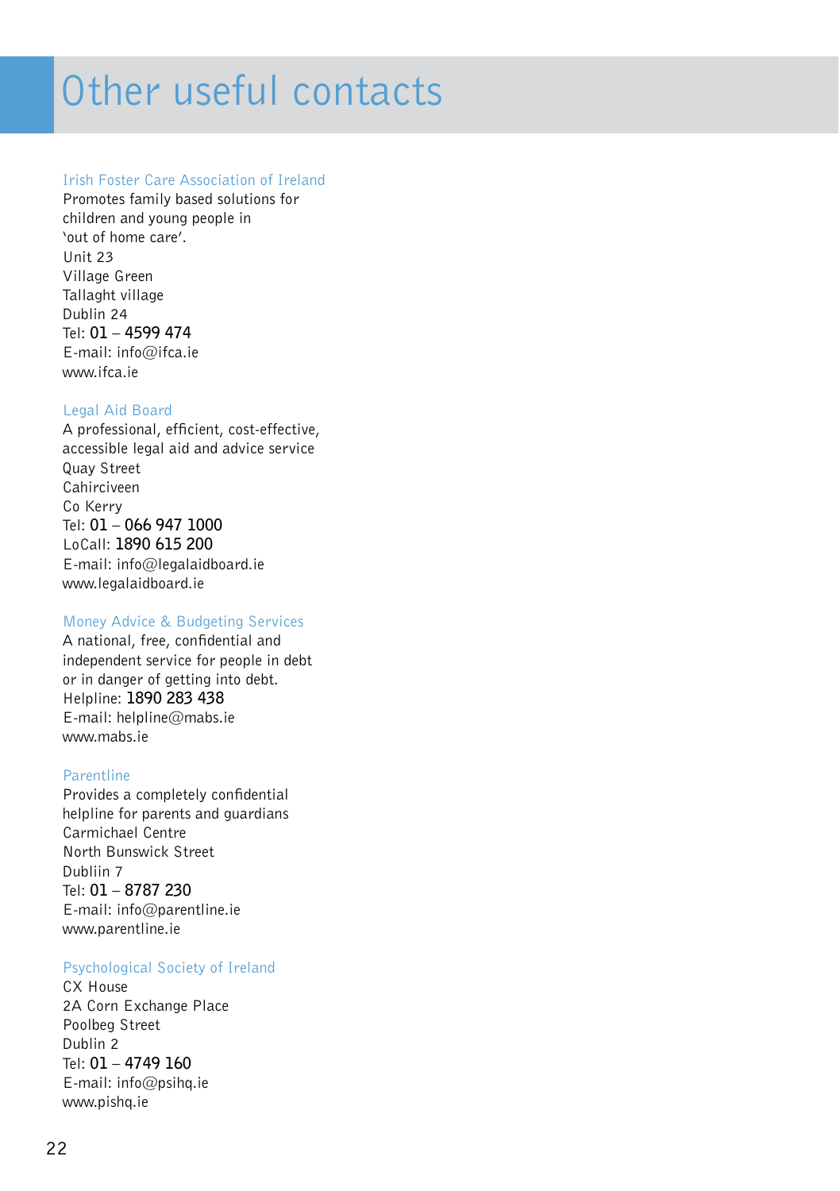# Other useful contacts

## Irish Foster Care Association of Ireland

Promotes family based solutions for children and young people in 'out of home care'.
Unit 23
Village Green
Tallaght village
Dublin 24
Tel: **01 – 4599 474**
E-mail: info@ifca.ie
www.ifca.ie

## Legal Aid Board

A professional, efficient, cost-effective, accessible legal aid and advice service
Quay Street
Cahirciveen
Co Kerry
Tel: **01 – 066 947 1000**
LoCall: **1890 615 200**
E-mail: info@legalaidboard.ie
www.legalaidboard.ie

## Money Advice & Budgeting Services

A national, free, confidential and independent service for people in debt or in danger of getting into debt.
Helpline: **1890 283 438**
E-mail: helpline@mabs.ie
www.mabs.ie

## Parentline

Provides a completely confidential helpline for parents and guardians
Carmichael Centre
North Bunswick Street
Dubliin 7
Tel: **01 – 8787 230**
E-mail: info@parentline.ie
www.parentline.ie

## Psychological Society of Ireland

CX House
2A Corn Exchange Place
Poolbeg Street
Dublin 2
Tel: **01 – 4749 160**
E-mail: info@psihq.ie
www.pishq.ie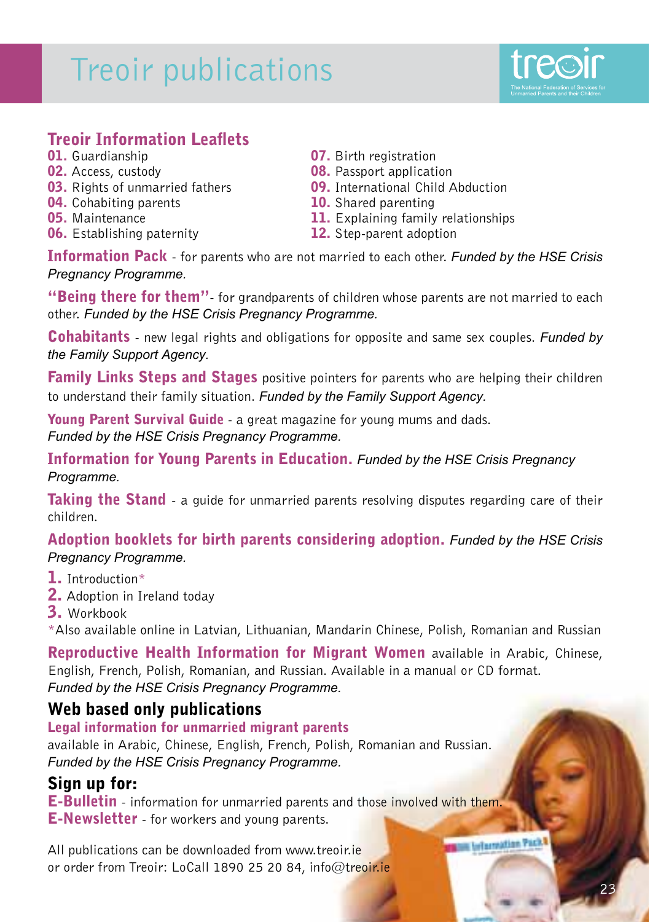# Treoir publications

## Treoir Information Leaflets

**01.** Guardianship
**02.** Access, custody
**03.** Rights of unmarried fathers
**04.** Cohabiting parents
**05.** Maintenance
**06.** Establishing paternity
**07.** Birth registration
**08.** Passport application
**09.** International Child Abduction
**10.** Shared parenting
**11.** Explaining family relationships
**12.** Step-parent adoption

**Information Pack** - for parents who are not married to each other. *Funded by the HSE Crisis Pregnancy Programme.*

**"Being there for them"**- for grandparents of children whose parents are not married to each other. *Funded by the HSE Crisis Pregnancy Programme.*

**Cohabitants** - new legal rights and obligations for opposite and same sex couples. *Funded by the Family Support Agency.*

**Family Links Steps and Stages** positive pointers for parents who are helping their children to understand their family situation. *Funded by the Family Support Agency.*

**Young Parent Survival Guide** - a great magazine for young mums and dads. *Funded by the HSE Crisis Pregnancy Programme.*

**Information for Young Parents in Education.** *Funded by the HSE Crisis Pregnancy Programme.*

**Taking the Stand** - a guide for unmarried parents resolving disputes regarding care of their children.

**Adoption booklets for birth parents considering adoption.** *Funded by the HSE Crisis Pregnancy Programme.*

**1.** Introduction*
**2.** Adoption in Ireland today
**3.** Workbook

*Also available online in Latvian, Lithuanian, Mandarin Chinese, Polish, Romanian and Russian

**Reproductive Health Information for Migrant Women** available in Arabic, Chinese, English, French, Polish, Romanian, and Russian. Available in a manual or CD format. *Funded by the HSE Crisis Pregnancy Programme.*

## Web based only publications

**Legal information for unmarried migrant parents**
available in Arabic, Chinese, English, French, Polish, Romanian and Russian. *Funded by the HSE Crisis Pregnancy Programme.*

## Sign up for:

**E-Bulletin** - information for unmarried parents and those involved with them.
**E-Newsletter** - for workers and young parents.

All publications can be downloaded from www.treoir.ie
or order from Treoir: LoCall 1890 25 20 84, info@treoir.ie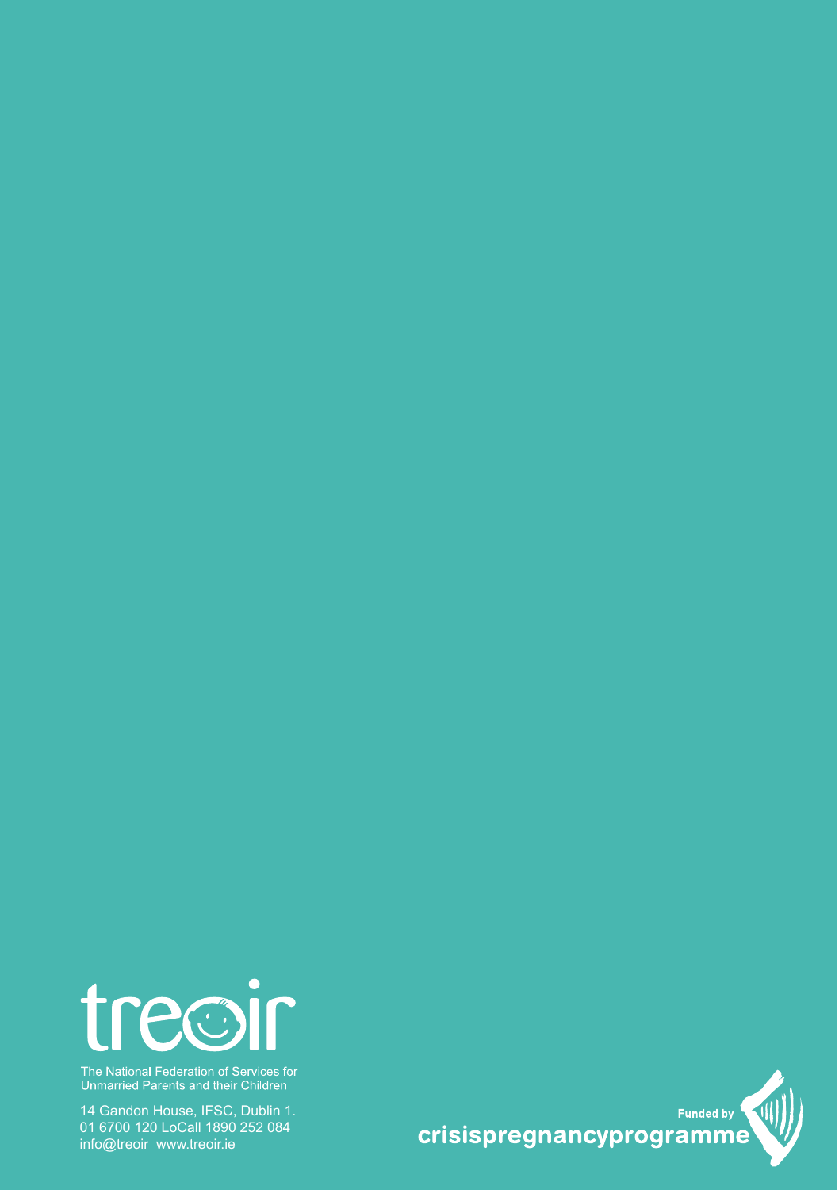treoir

The National Federation of Services for
Unmarried Parents and their Children

14 Gandon House, IFSC, Dublin 1.
01 6700 120 LoCall 1890 252 084
info@treoir www.treoir.ie

Funded by
crisispregnancyprogramme